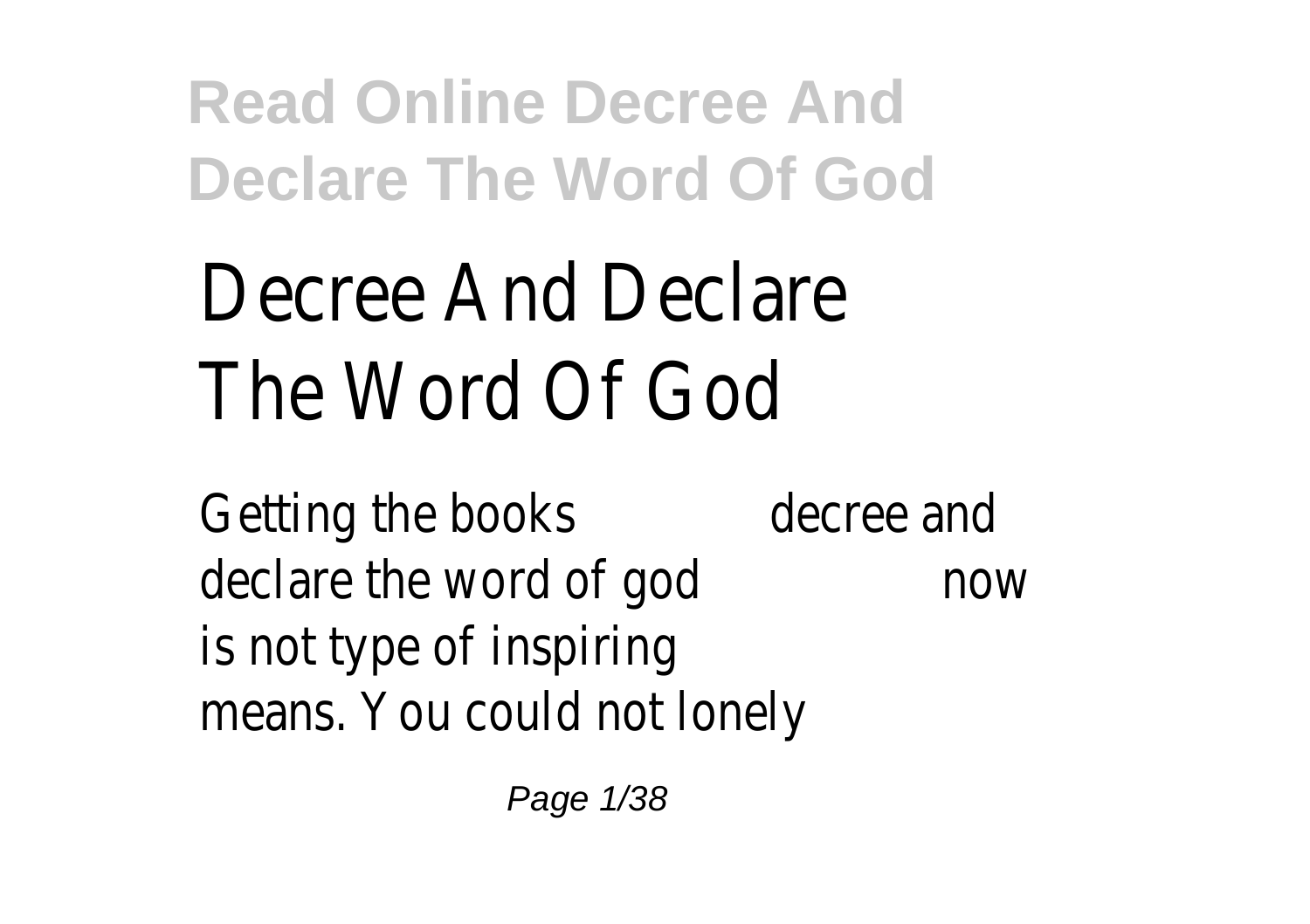# Decree And Declare The Word Of God

Getting the books **decree and declare the word of god** now is not type of inspiring means. You could not lonely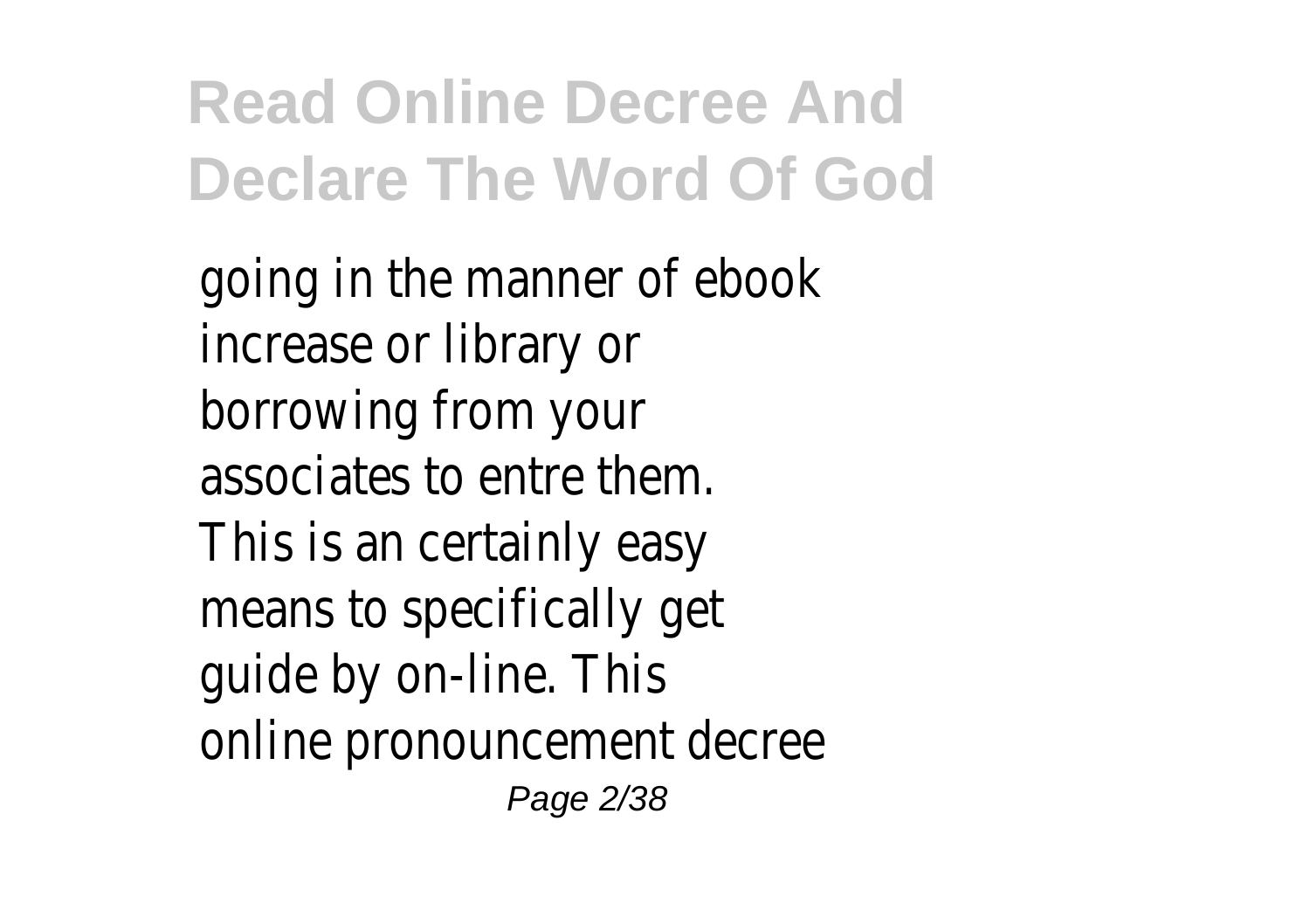going in the manner of ebook increase or library or borrowing from your associates to entre them. This is an certainly easy means to specifically get guide by on-line. This online pronouncement decree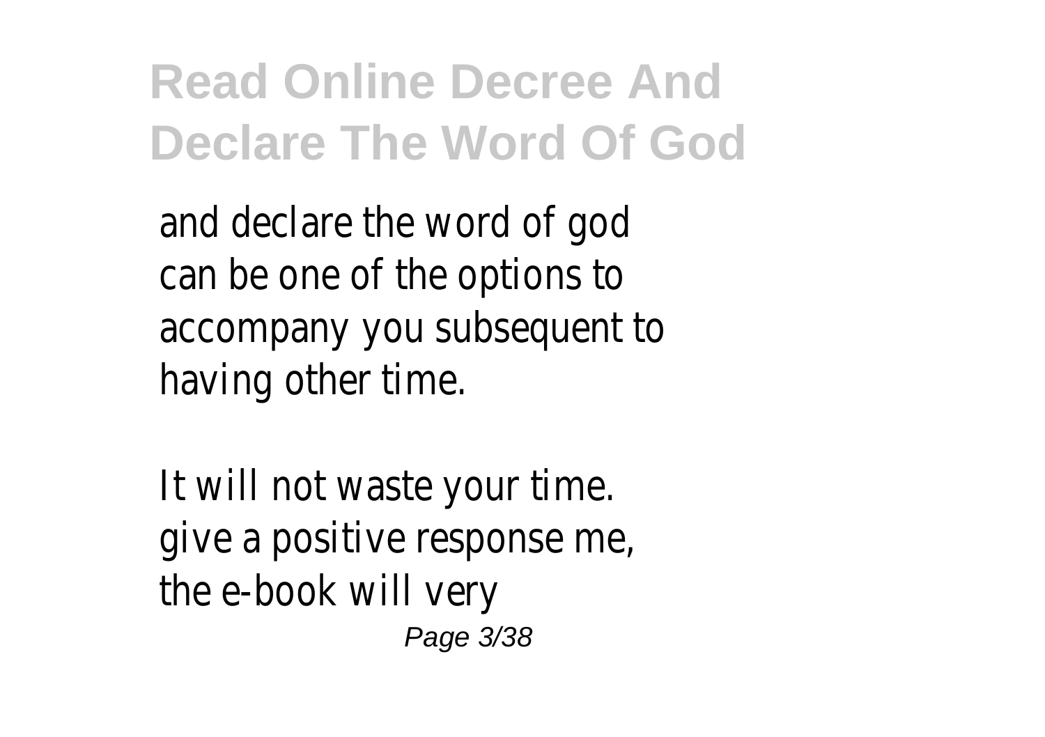and declare the word of god can be one of the options to accompany you subsequent to having other time.

It will not waste your time. give a positive response me, the e-book will very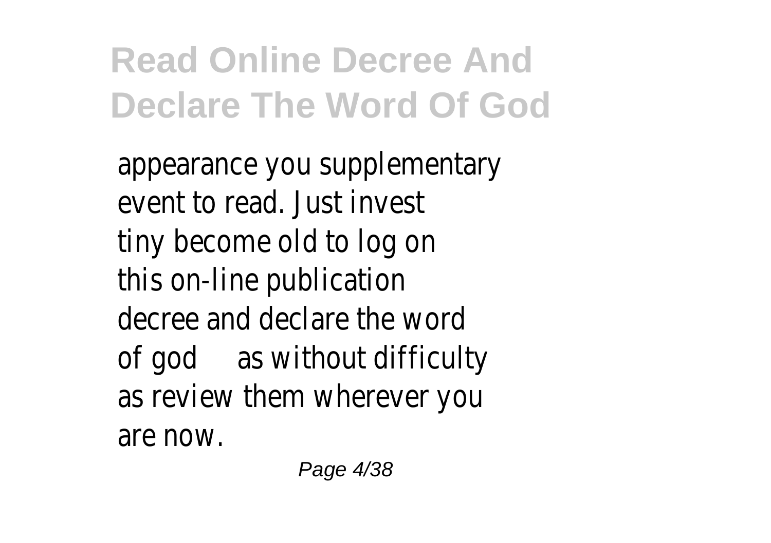appearance you supplementary event to read. Just invest tiny become old to log on this on-line publication decree and declare the word of god as without difficulty as review them wherever you are now.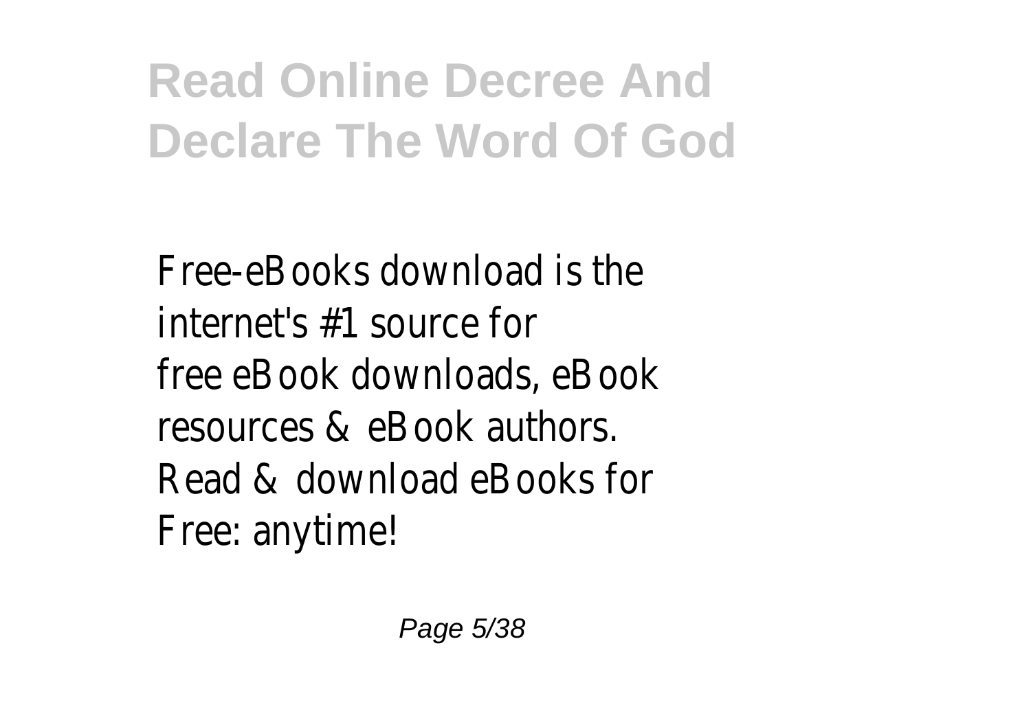# Read Online Decree And Declare The Word Of God

Free-eBooks download is the internet's #1 source for free eBook downloads, eBook resources & eBook authors. Read & download eBooks for Free: anytime!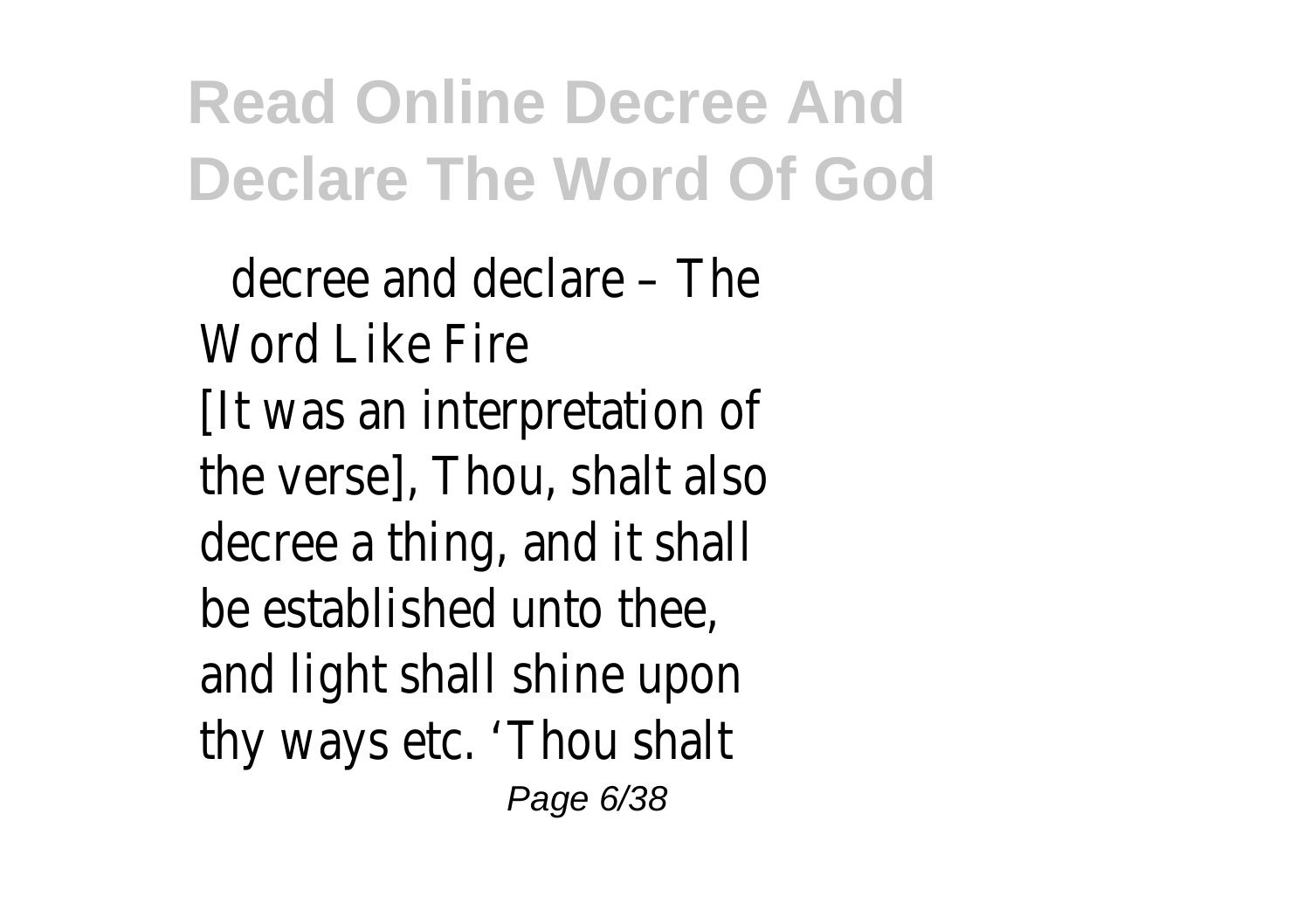decree and declare – The Word Like Fire

[It was an interpretation of the verse], Thou, shalt also decree a thing, and it shall be established unto thee, and light shall shine upon thy ways etc. ‘Thou shalt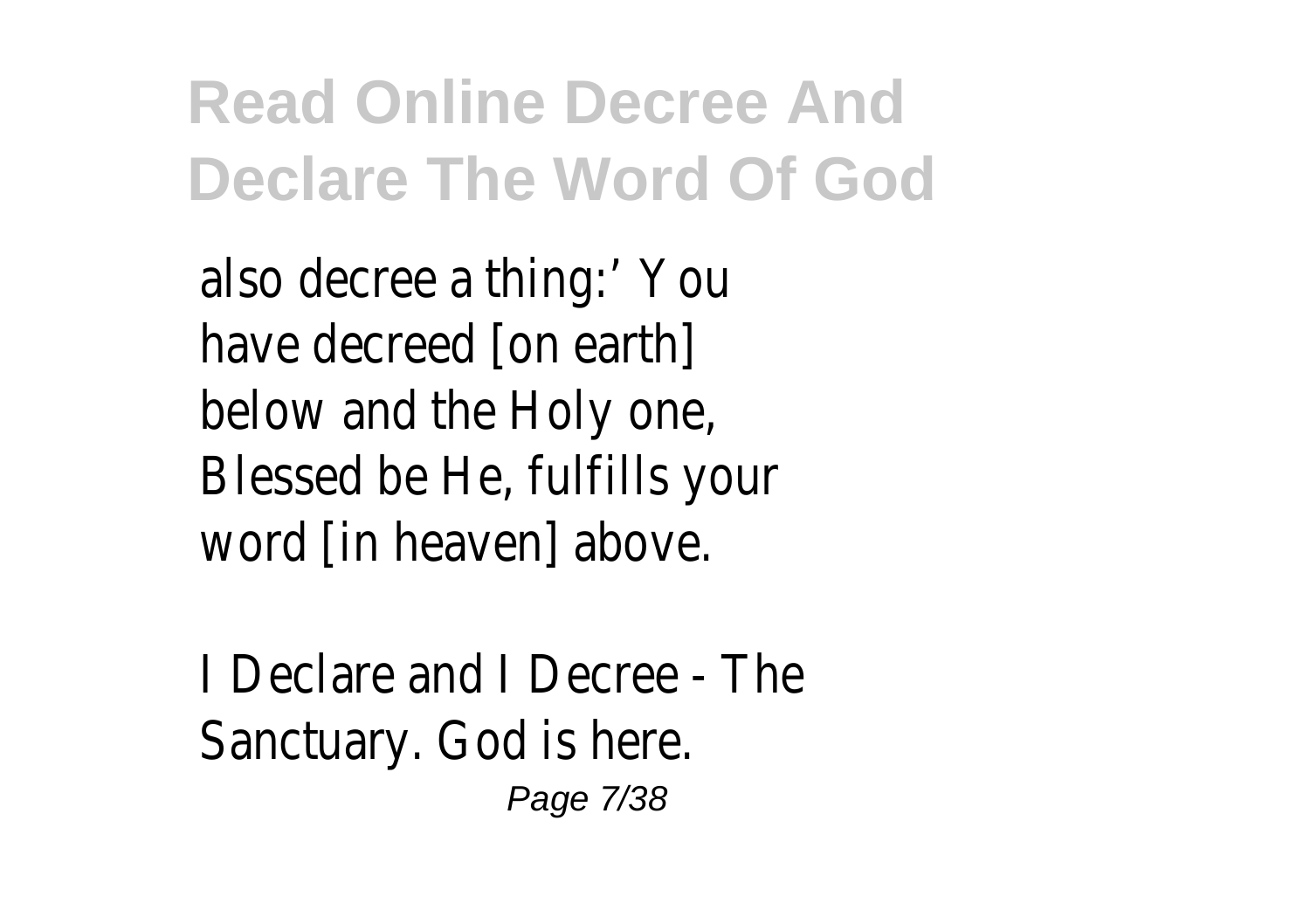also decree a thing:' You have decreed [on earth] below and the Holy one, Blessed be He, fulfills your word [in heaven] above.

I Declare and I Decree - The Sanctuary. God is here.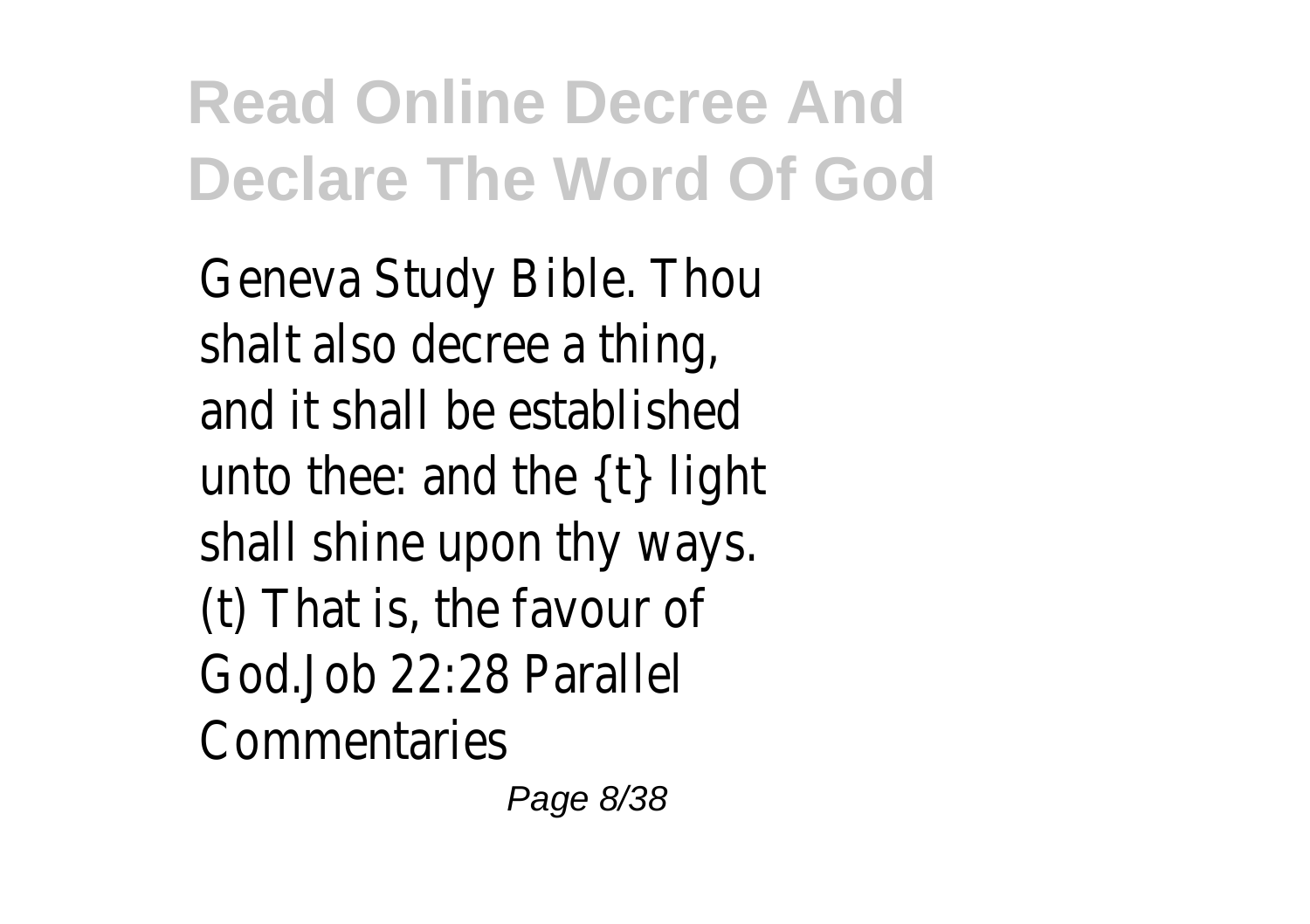Geneva Study Bible. Thou shalt also decree a thing, and it shall be established unto thee: and the {t} light shall shine upon thy ways. (t) That is, the favour of God.Job 22:28 Parallel Commentaries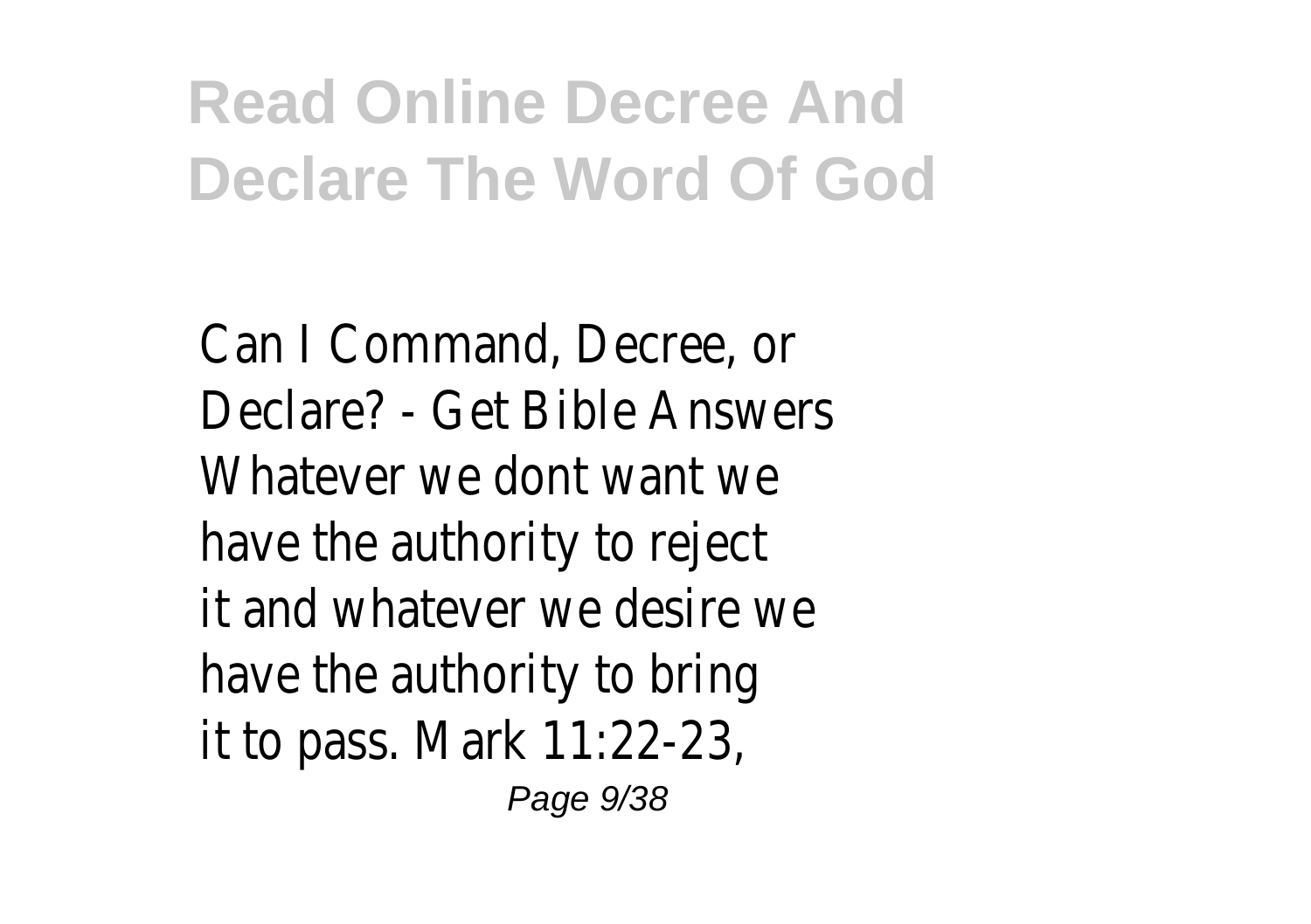# Read Online Decree And Declare The Word Of God

Can I Command, Decree, or Declare? - Get Bible Answers Whatever we dont want we have the authority to reject it and whatever we desire we have the authority to bring it to pass. Mark 11:22-23,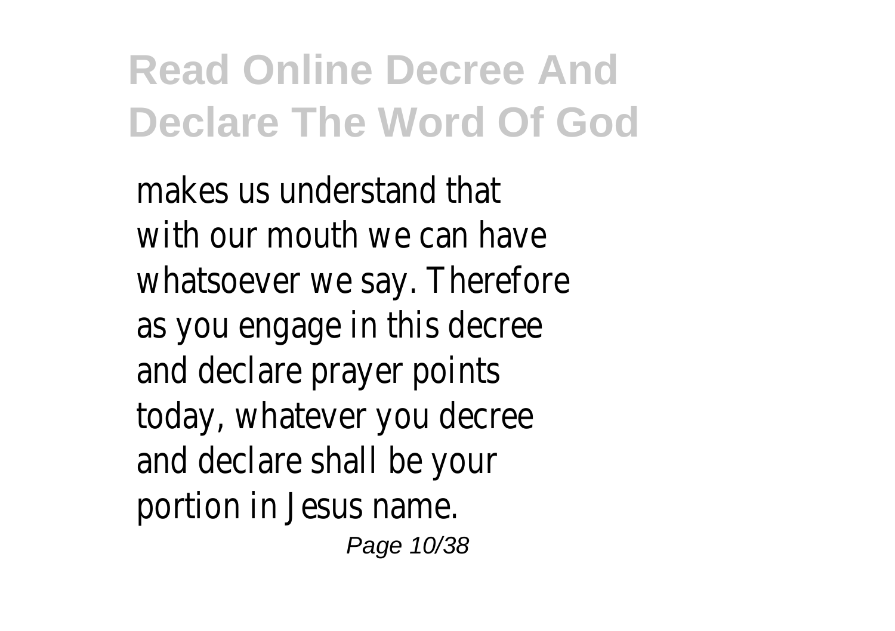makes us understand that with our mouth we can have whatsoever we say. Therefore as you engage in this decree and declare prayer points today, whatever you decree and declare shall be your portion in Jesus name.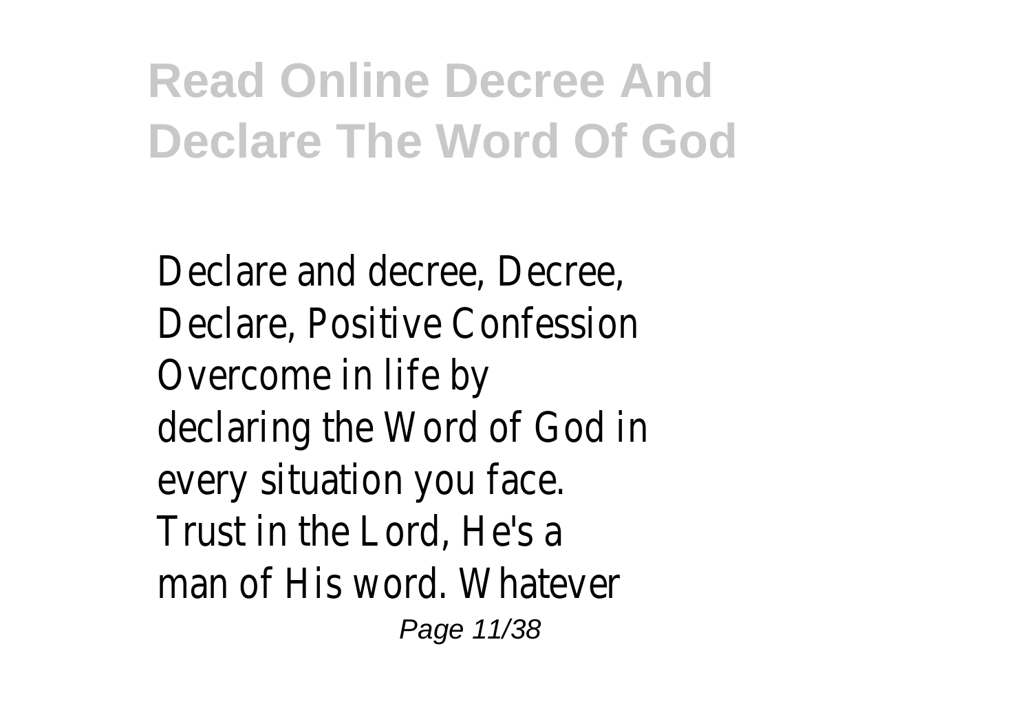Declare and decree, Decree, Declare, Positive Confession Overcome in life by declaring the Word of God in every situation you face. Trust in the Lord, He's a man of His word. Whatever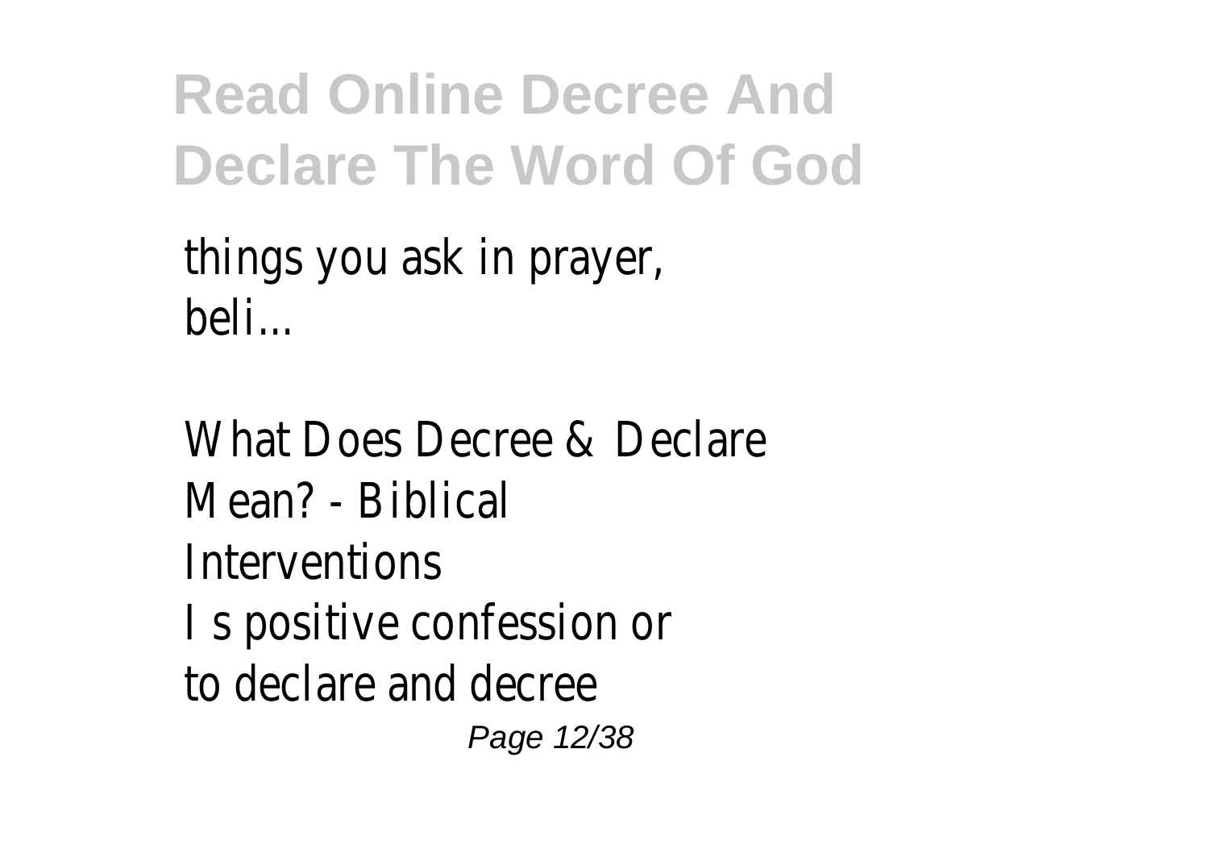things you ask in prayer, beli...

What Does Decree & Declare Mean? - Biblical Interventions
I s positive confession or to declare and decree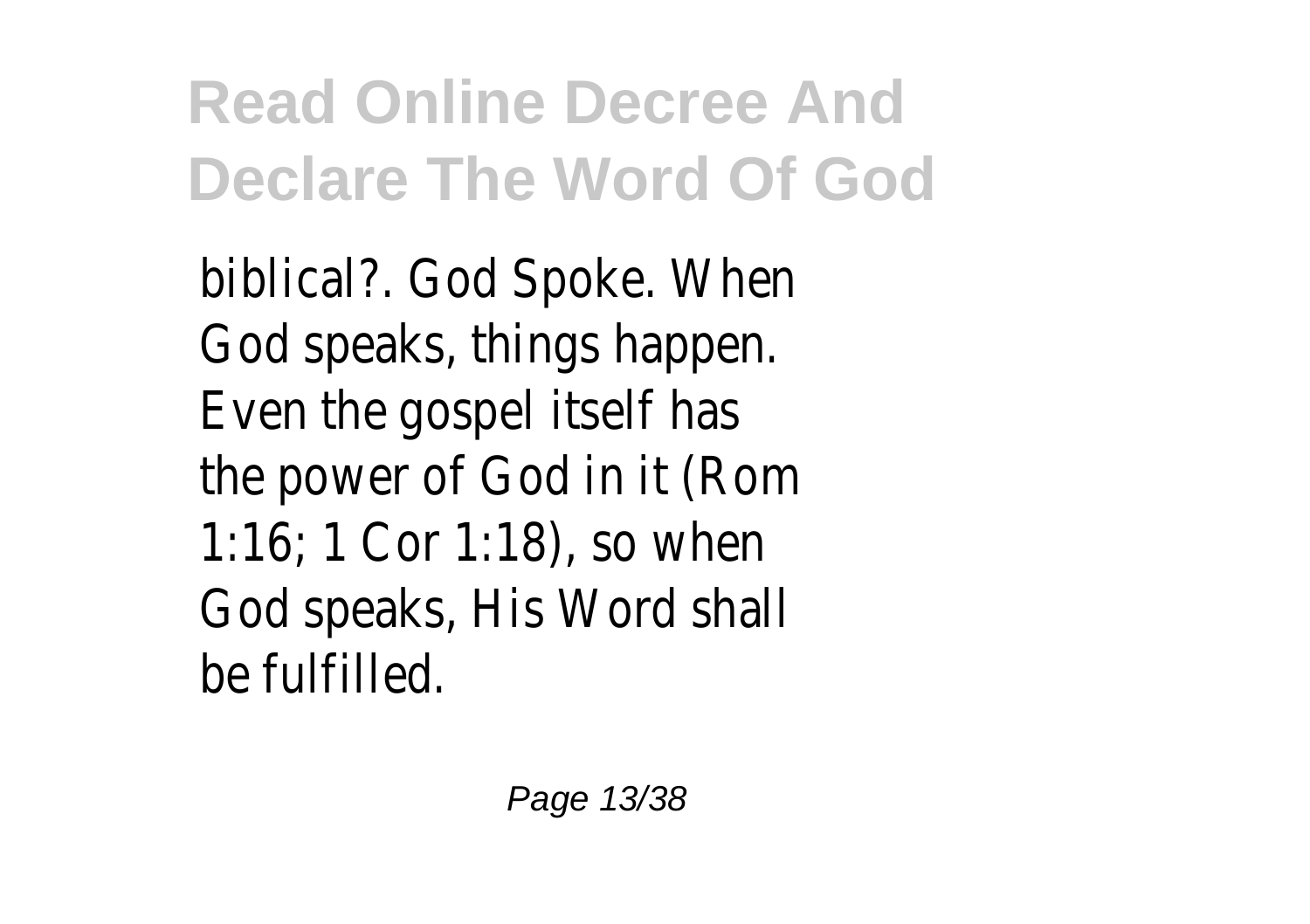biblical?. God Spoke. When God speaks, things happen. Even the gospel itself has the power of God in it (Rom 1:16; 1 Cor 1:18), so when God speaks, His Word shall be fulfilled.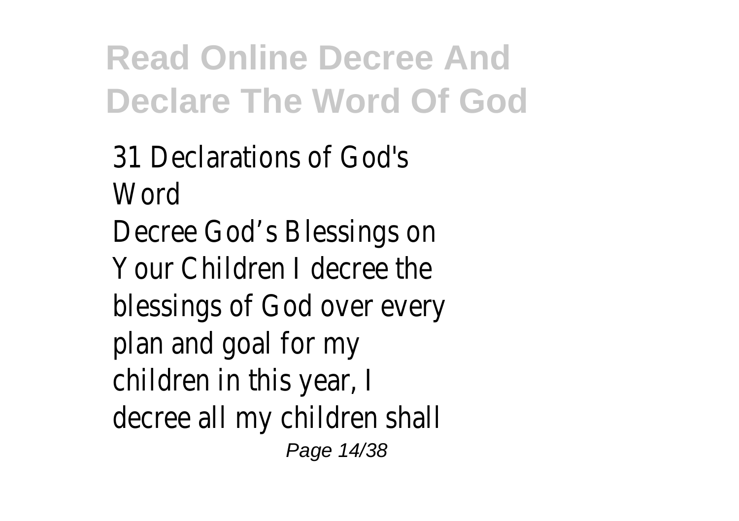31 Declarations of God's Word

Decree God’s Blessings on Your Children I decree the blessings of God over every plan and goal for my children in this year, I decree all my children shall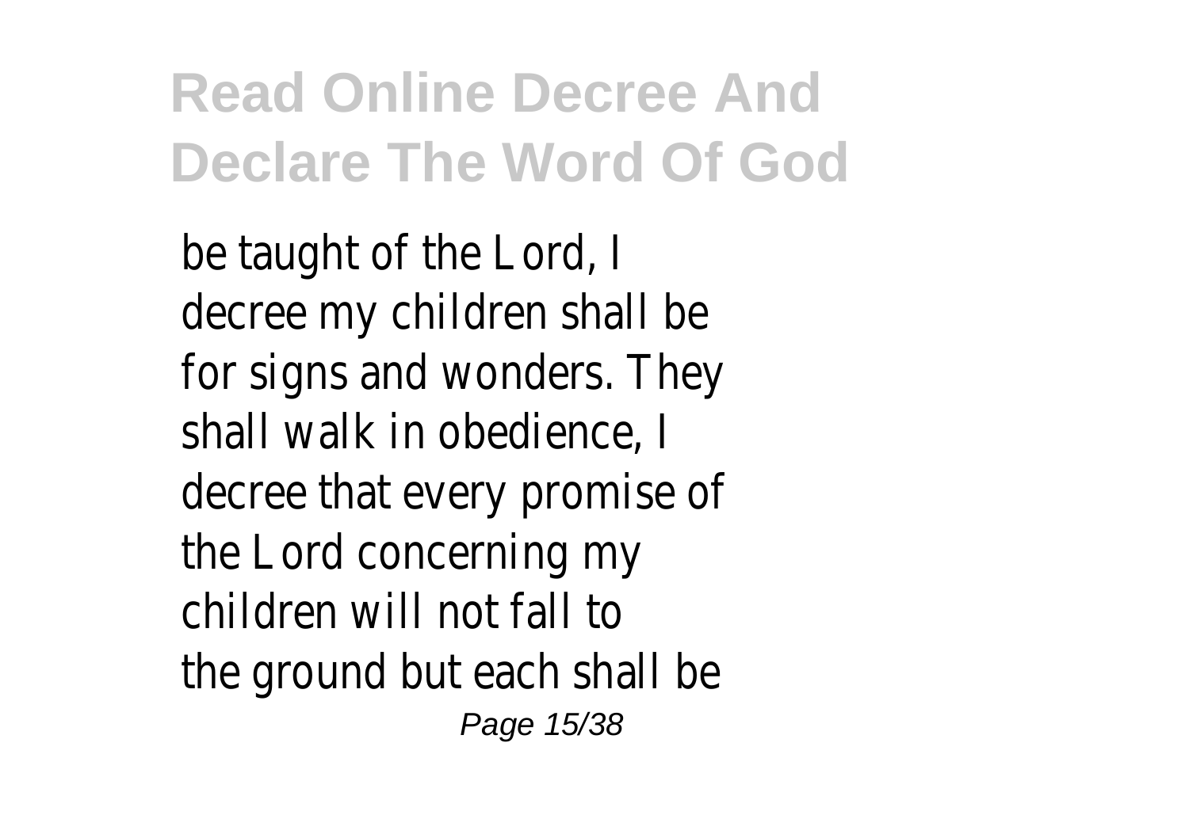be taught of the Lord, I decree my children shall be for signs and wonders. They shall walk in obedience, I decree that every promise of the Lord concerning my children will not fall to the ground but each shall be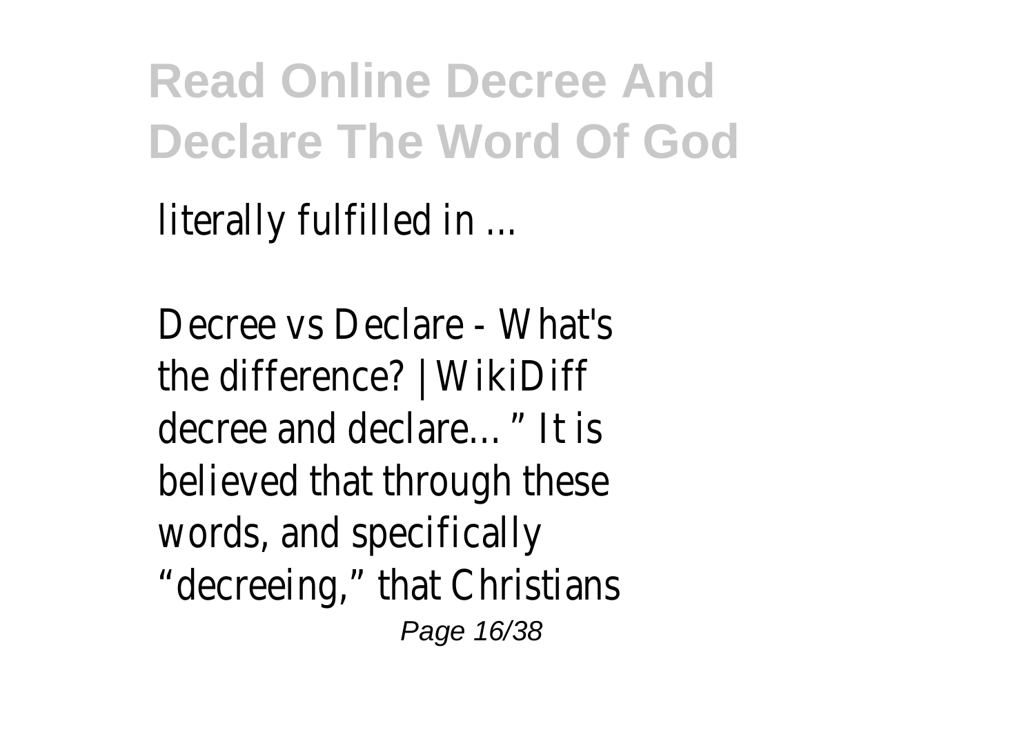literally fulfilled in ...

Decree vs Declare - What's the difference? | WikiDiff decree and declare… " It is believed that through these words, and specifically "decreeing," that Christians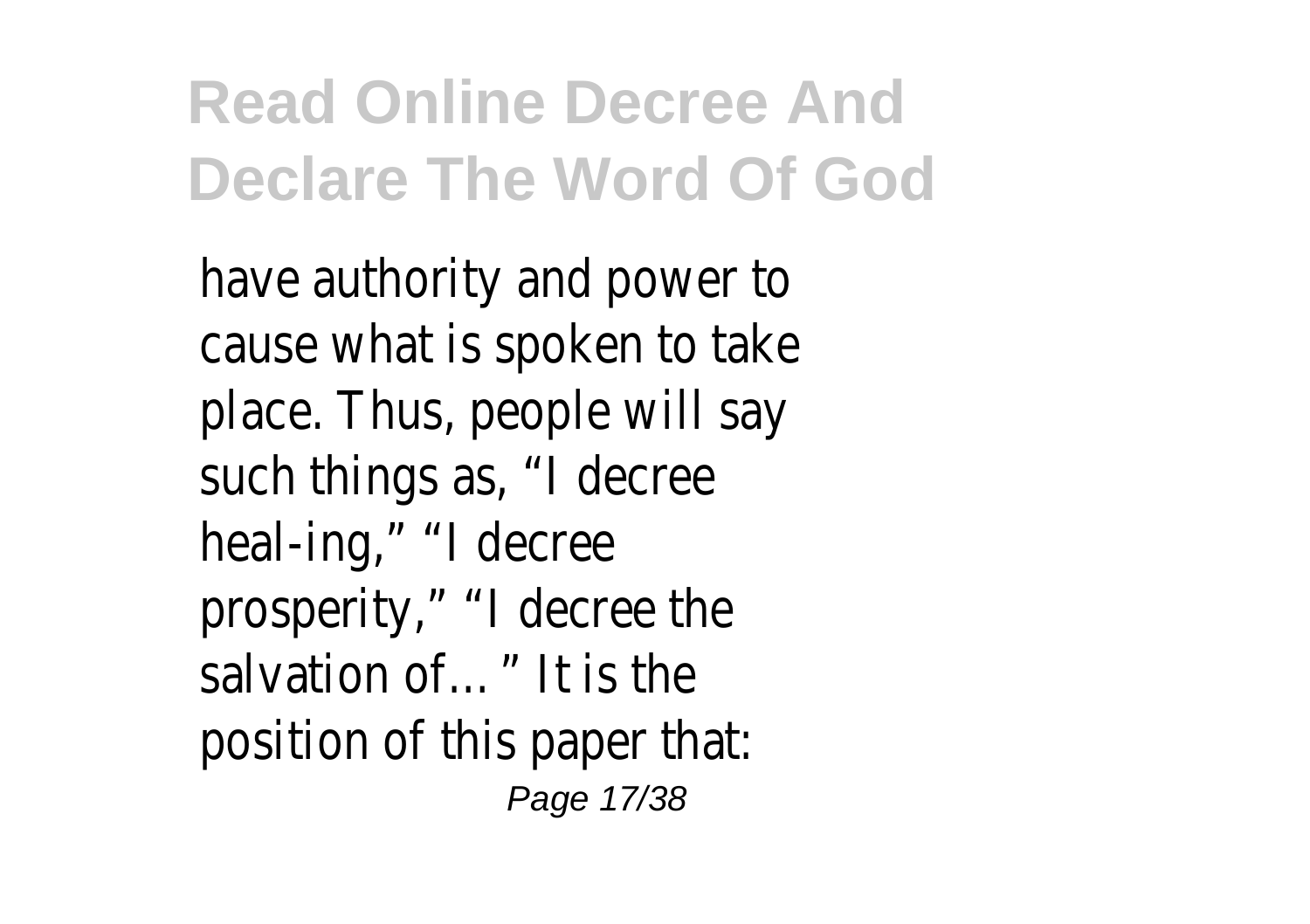have authority and power to cause what is spoken to take place. Thus, people will say such things as, “I decree heal-ing,” “I decree prosperity,” “I decree the salvation of… ” It is the position of this paper that: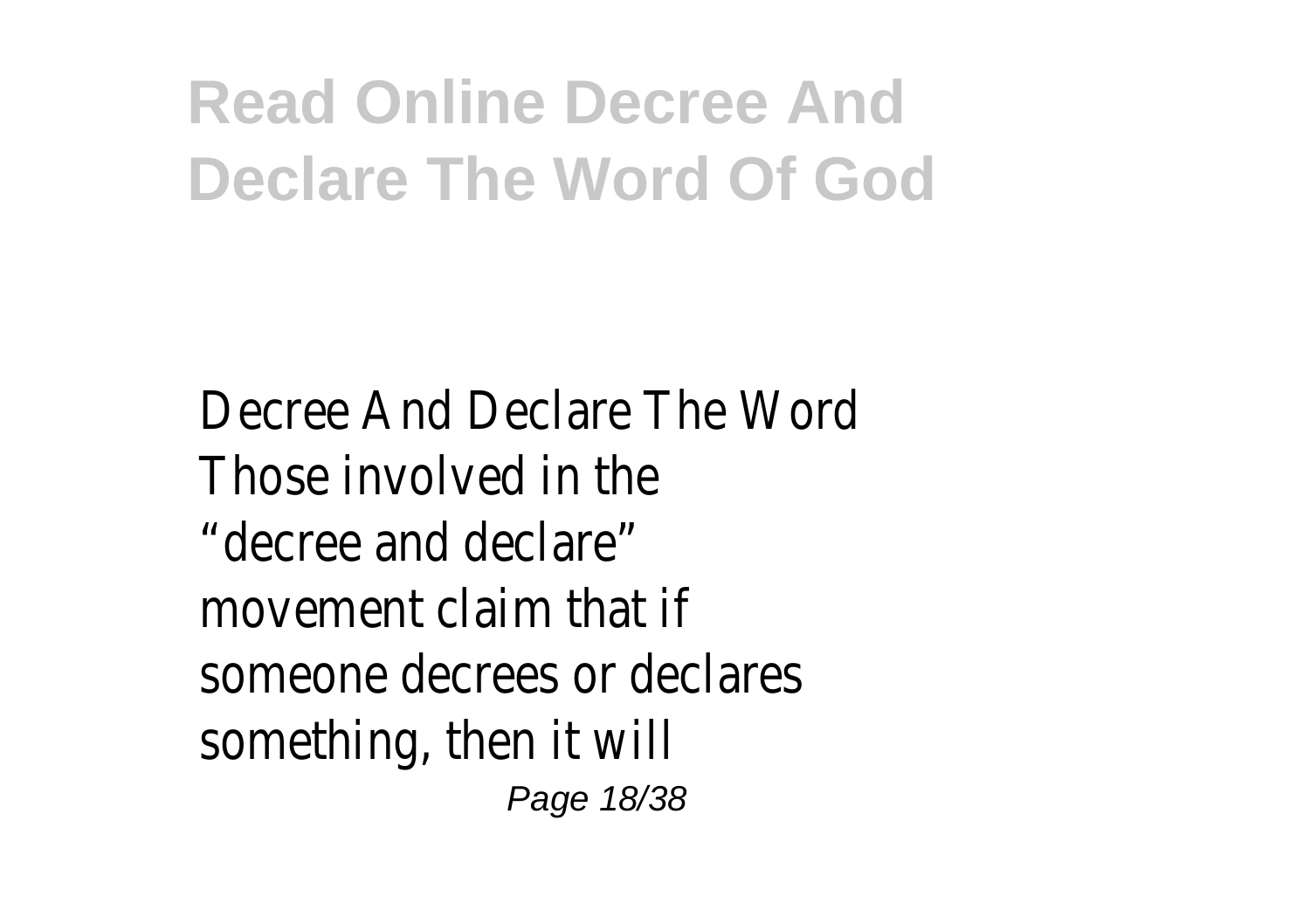Decree And Declare The Word
Those involved in the
"decree and declare"
movement claim that if
someone decrees or declares
something, then it will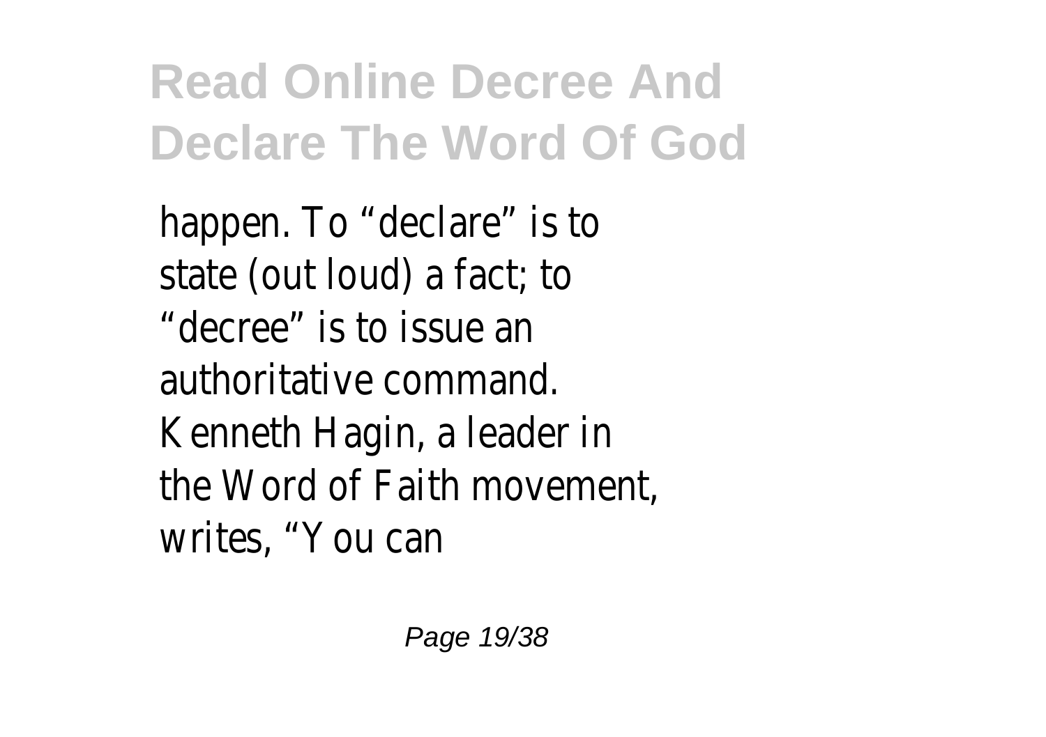happen. To “declare” is to state (out loud) a fact; to “decree” is to issue an authoritative command. Kenneth Hagin, a leader in the Word of Faith movement, writes, “You can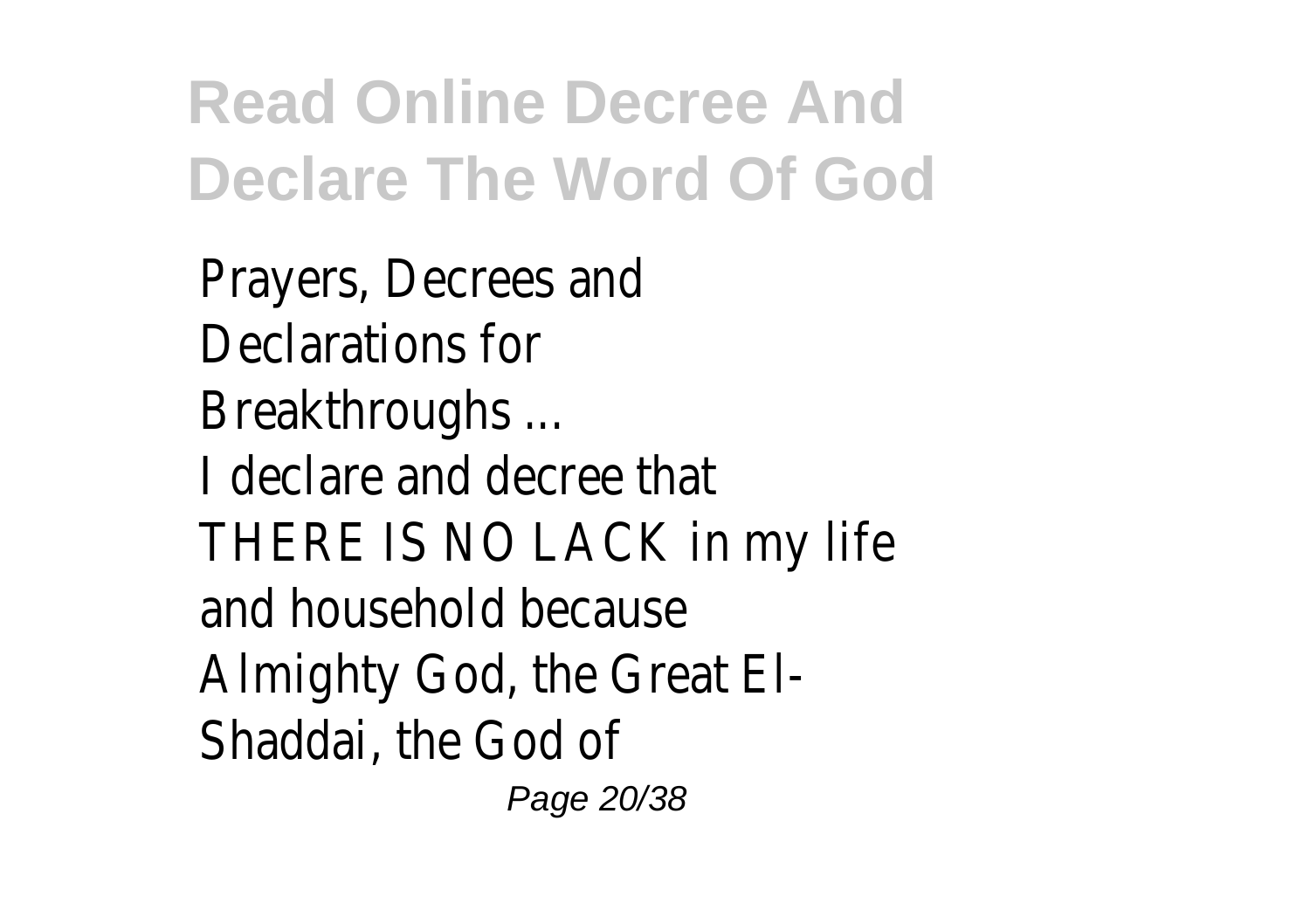Prayers, Decrees and Declarations for Breakthroughs ...

I declare and decree that THERE IS NO LACK in my life and household because Almighty God, the Great El-Shaddai, the God of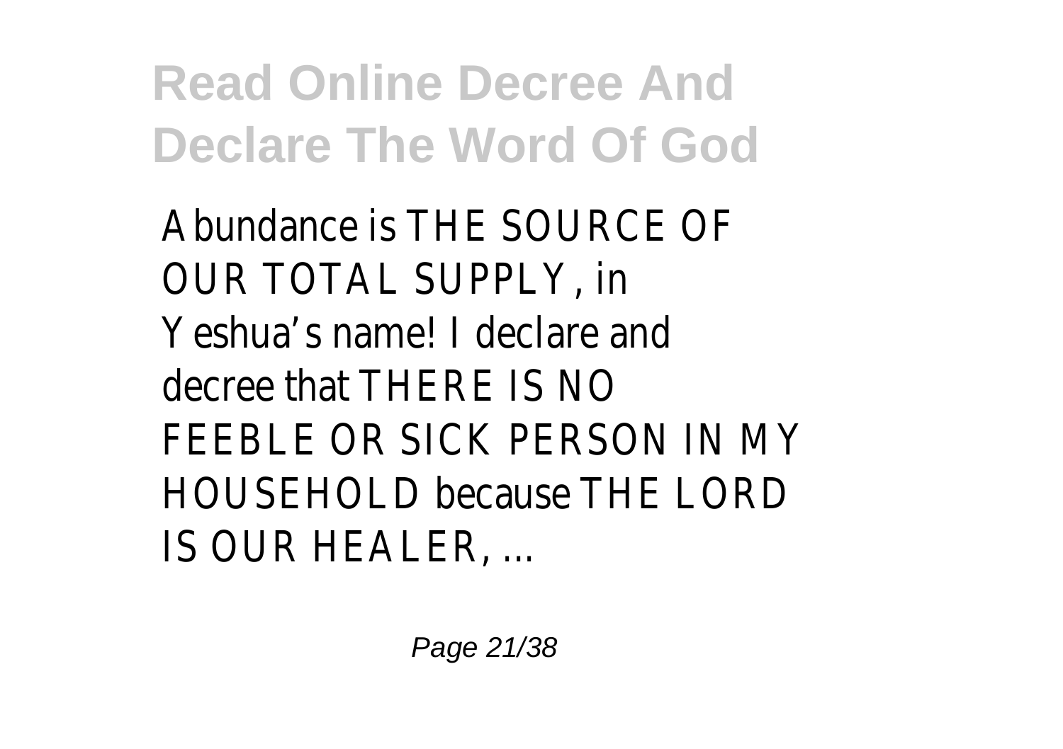Abundance is THE SOURCE OF OUR TOTAL SUPPLY, in Yeshua's name! I declare and decree that THERE IS NO FEEBLE OR SICK PERSON IN MY HOUSEHOLD because THE LORD IS OUR HEALER, ...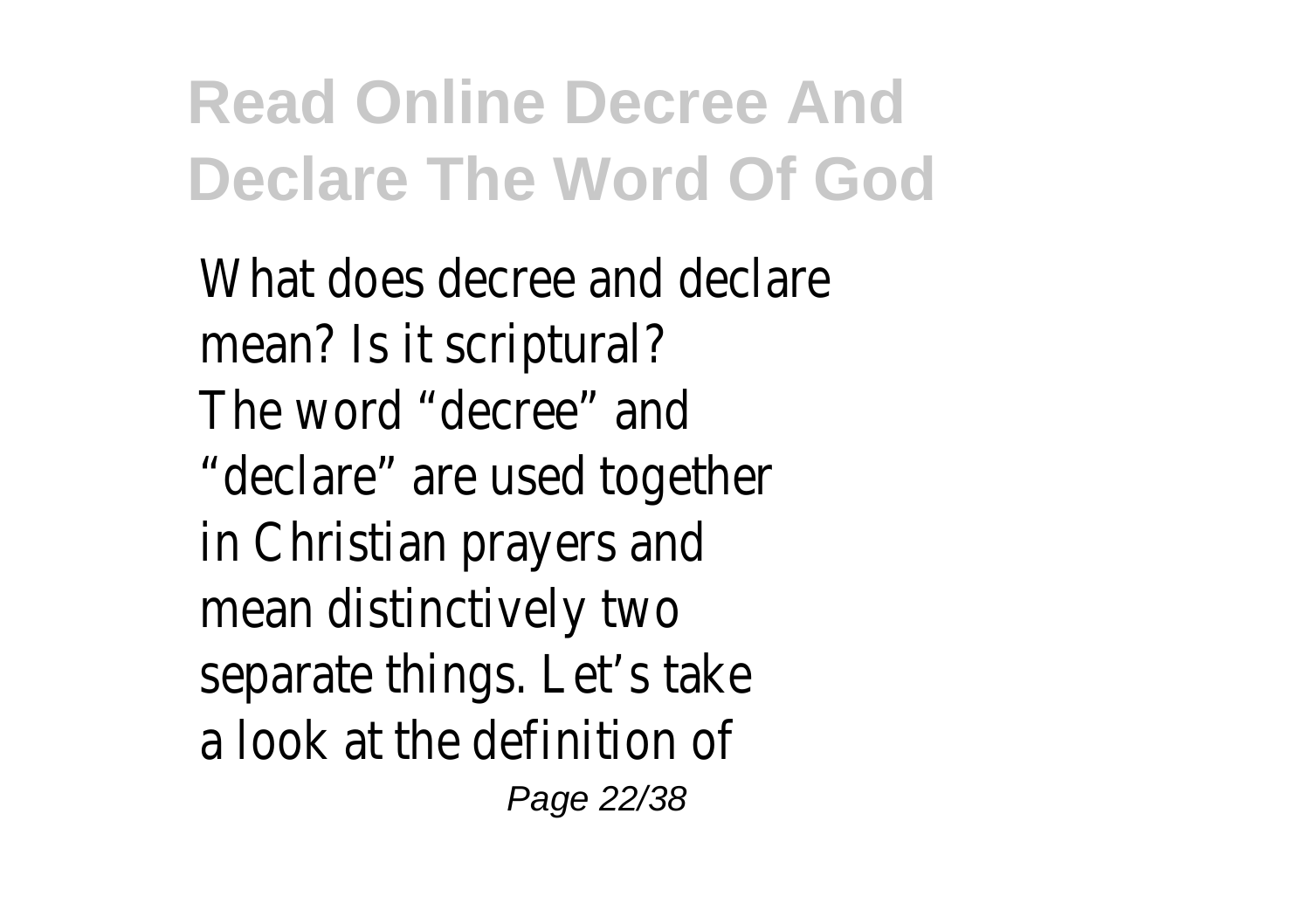What does decree and declare mean? Is it scriptural? The word “decree” and “declare” are used together in Christian prayers and mean distinctively two separate things. Let’s take a look at the definition of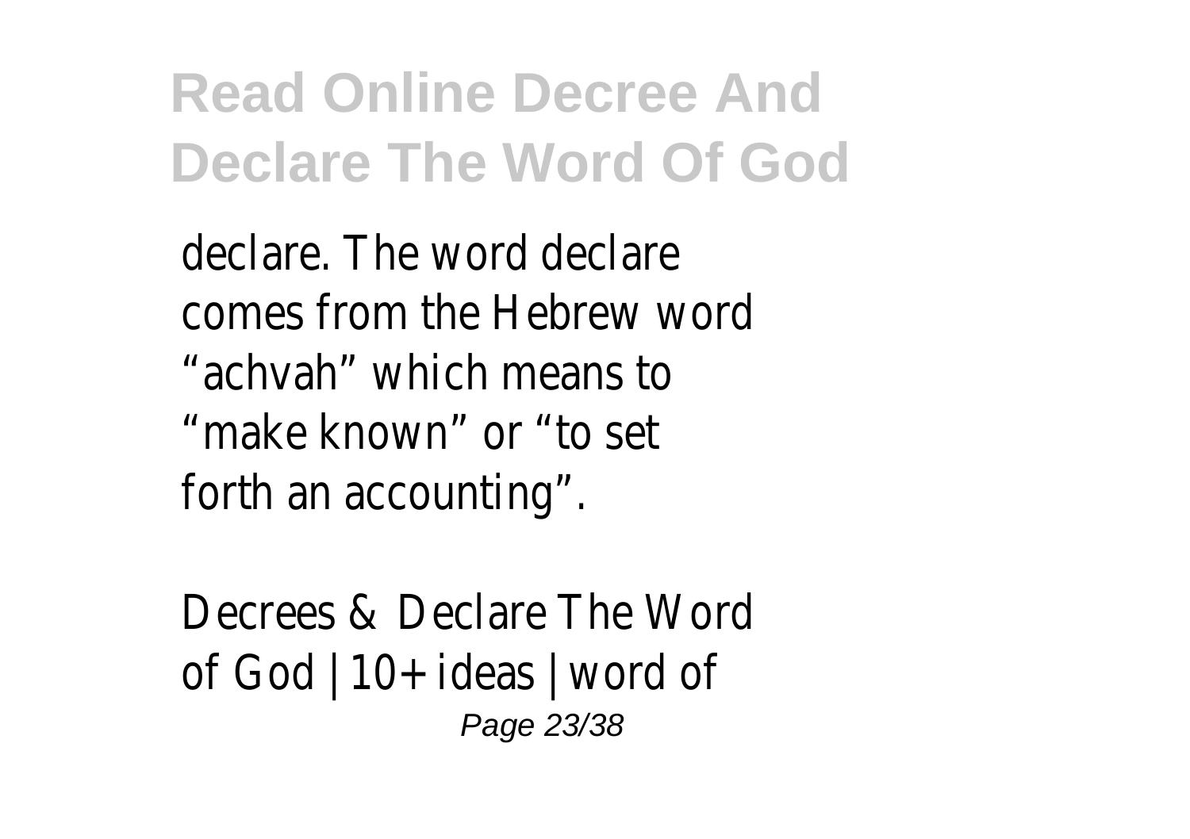declare. The word declare comes from the Hebrew word "achvah" which means to "make known" or "to set forth an accounting".

Decrees & Declare The Word of God | 10+ ideas | word of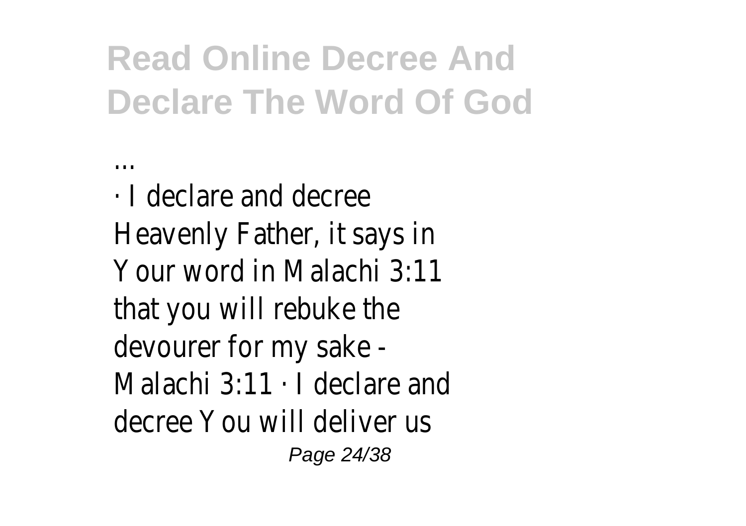...

· I declare and decree Heavenly Father, it says in Your word in Malachi 3:11 that you will rebuke the devourer for my sake - Malachi 3:11 · I declare and decree You will deliver us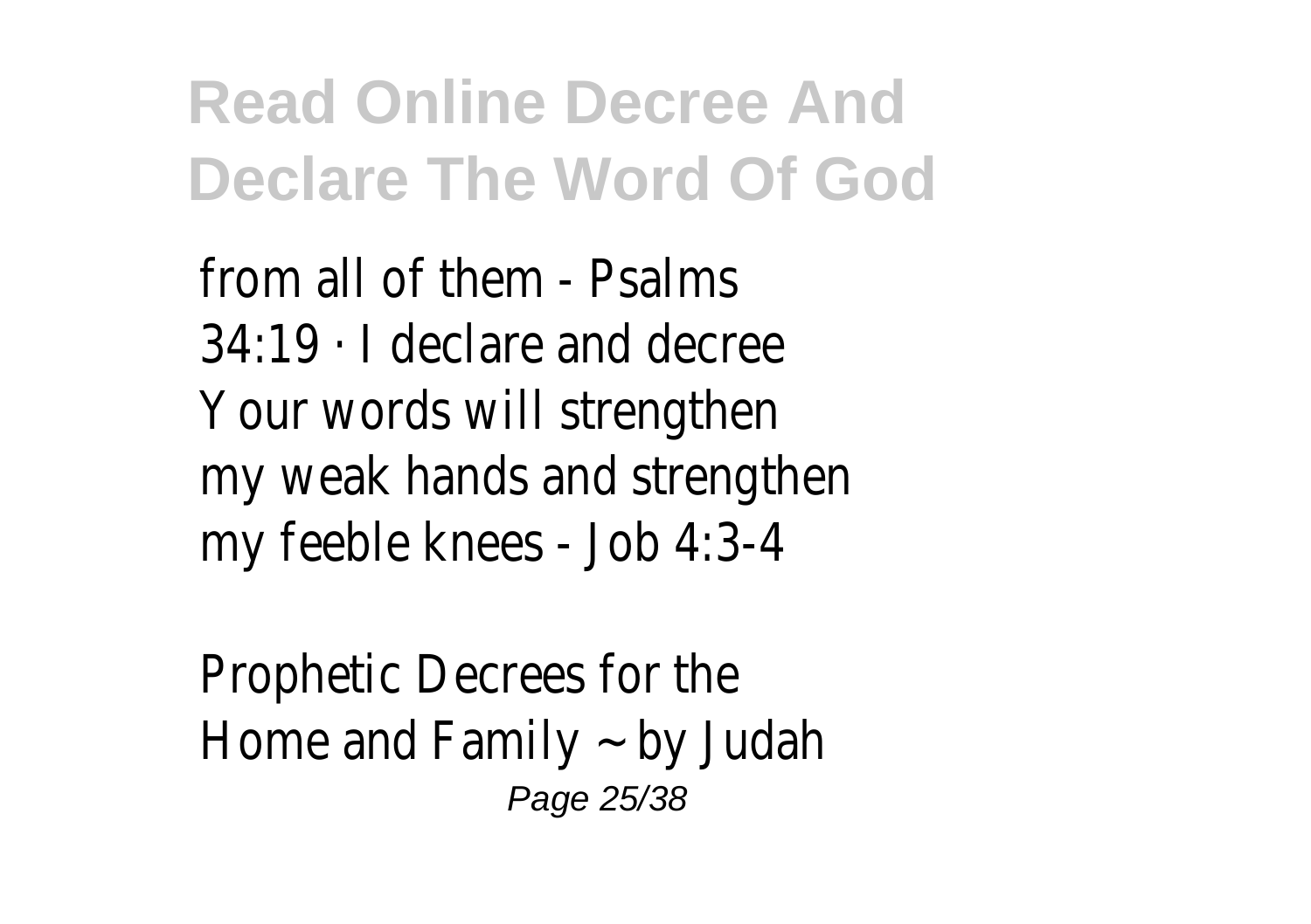from all of them - Psalms 34:19 · I declare and decree Your words will strengthen my weak hands and strengthen my feeble knees - Job 4:3-4

Prophetic Decrees for the Home and Family ~ by Judah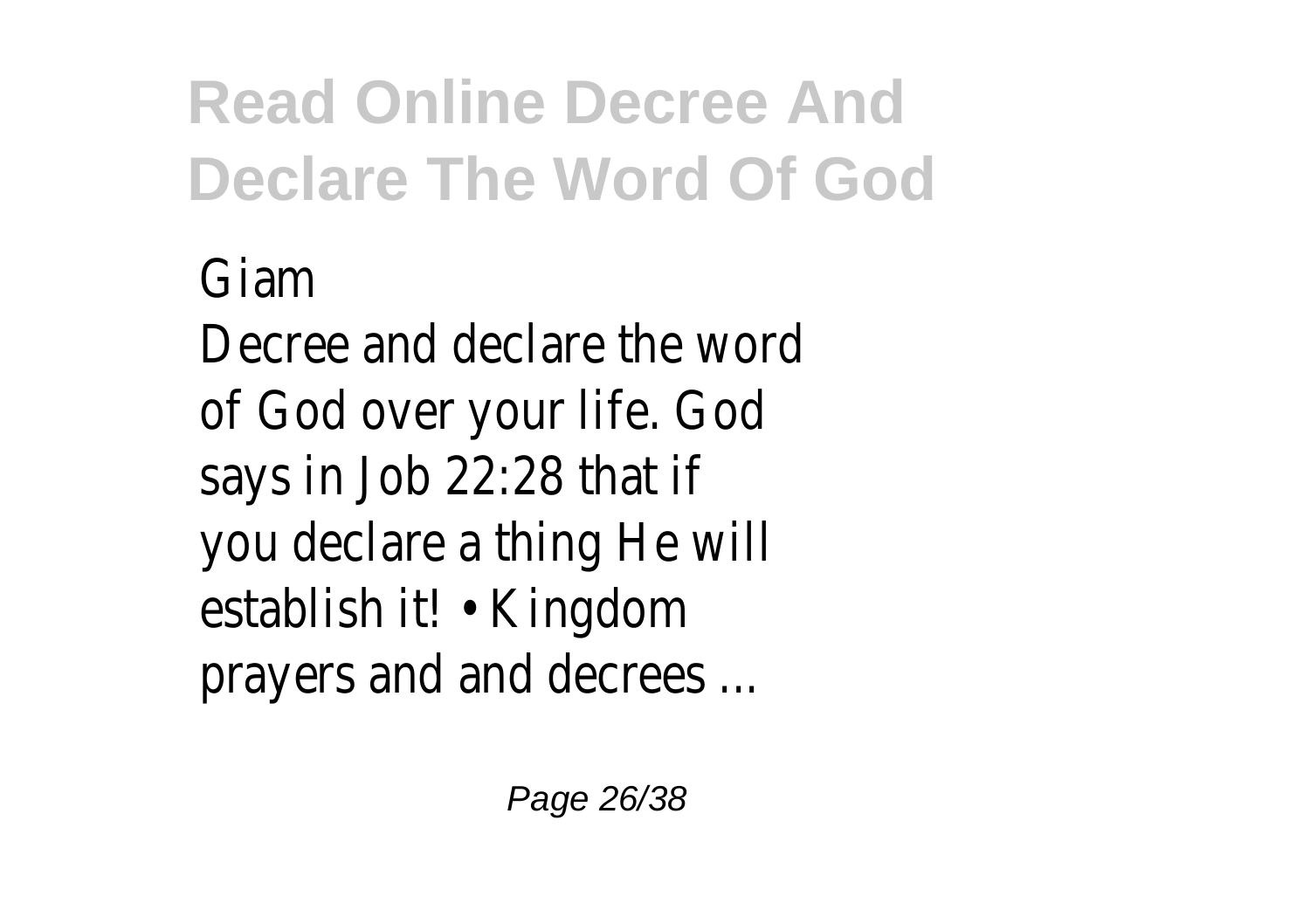Giam

Decree and declare the word of God over your life. God says in Job 22:28 that if you declare a thing He will establish it! • Kingdom prayers and and decrees ...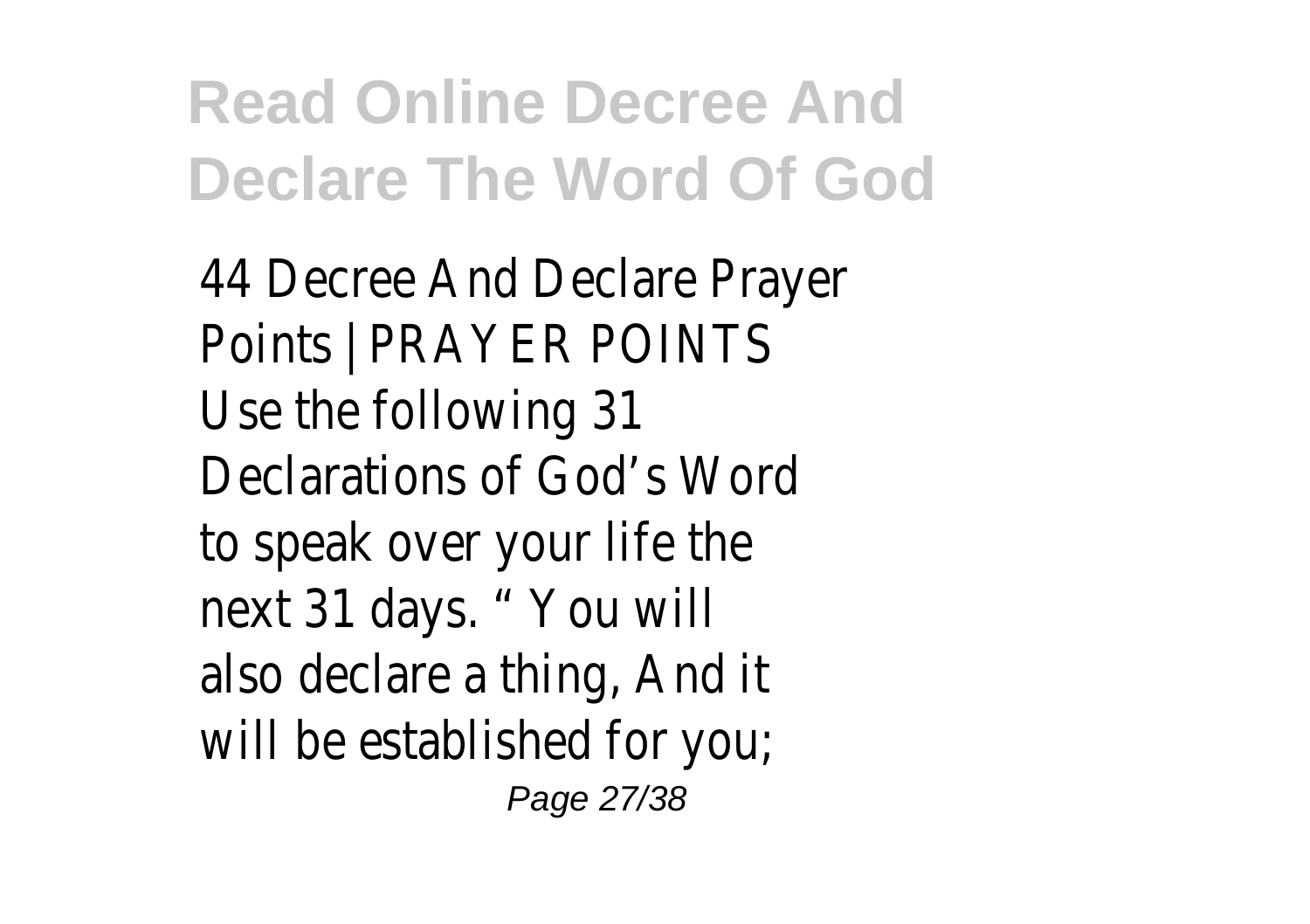44 Decree And Declare Prayer Points | PRAYER POINTS Use the following 31 Declarations of God's Word to speak over your life the next 31 days. " You will also declare a thing, And it will be established for you;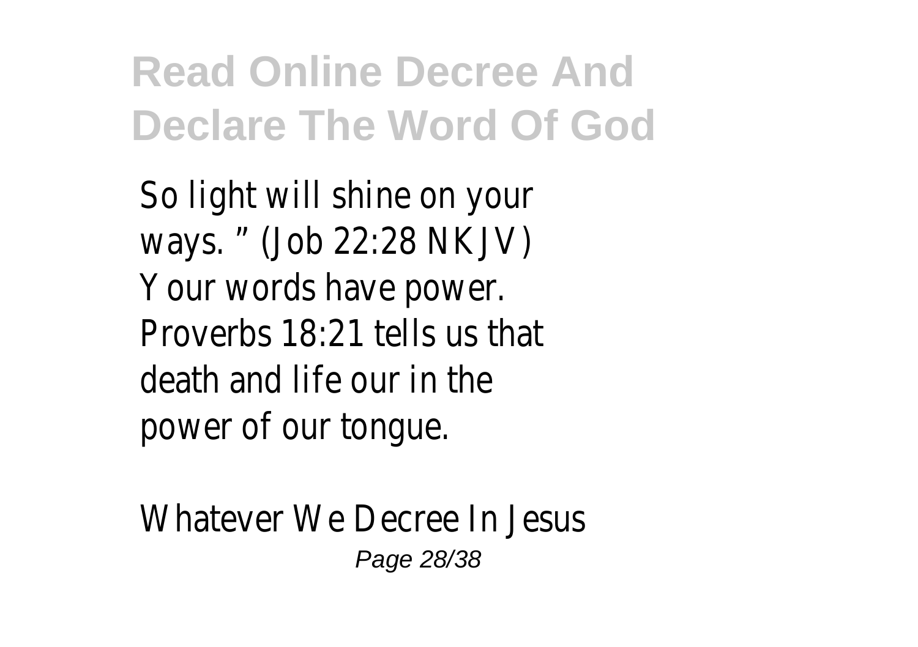So light will shine on your ways. " (Job 22:28 NKJV) Your words have power. Proverbs 18:21 tells us that death and life our in the power of our tongue.

Whatever We Decree In Jesus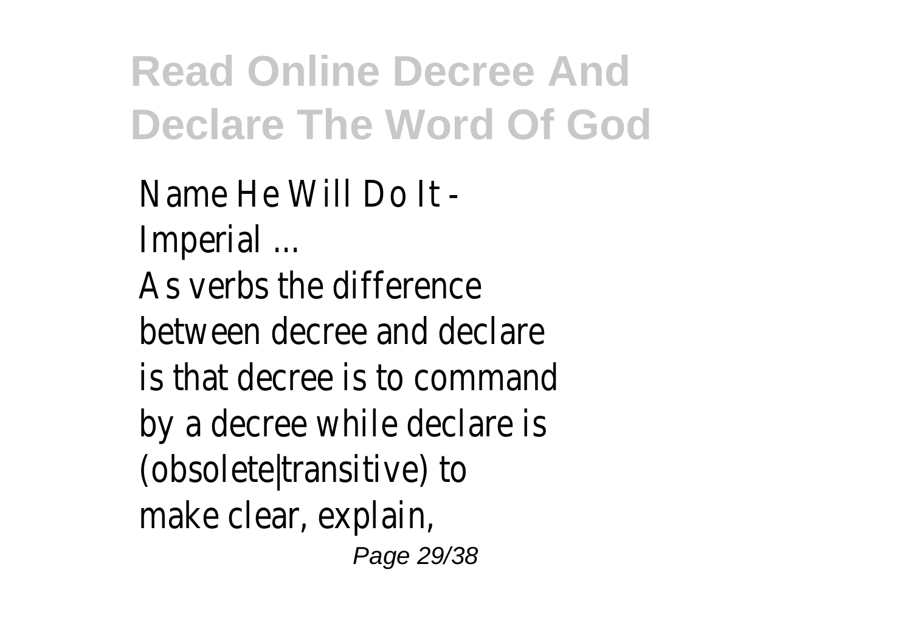Name He Will Do It - Imperial ...

As verbs the difference between decree and declare is that decree is to command by a decree while declare is (obsolete|transitive) to make clear, explain,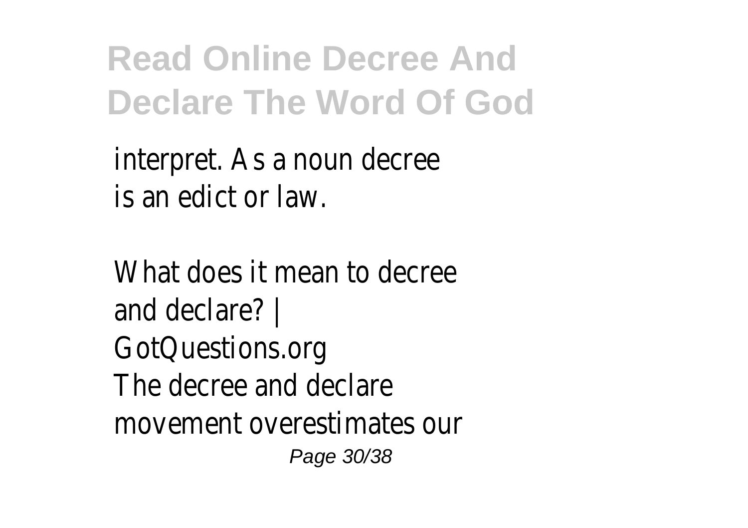interpret. As a noun decree is an edict or law.

What does it mean to decree and declare? | GotQuestions.org
The decree and declare movement overestimates our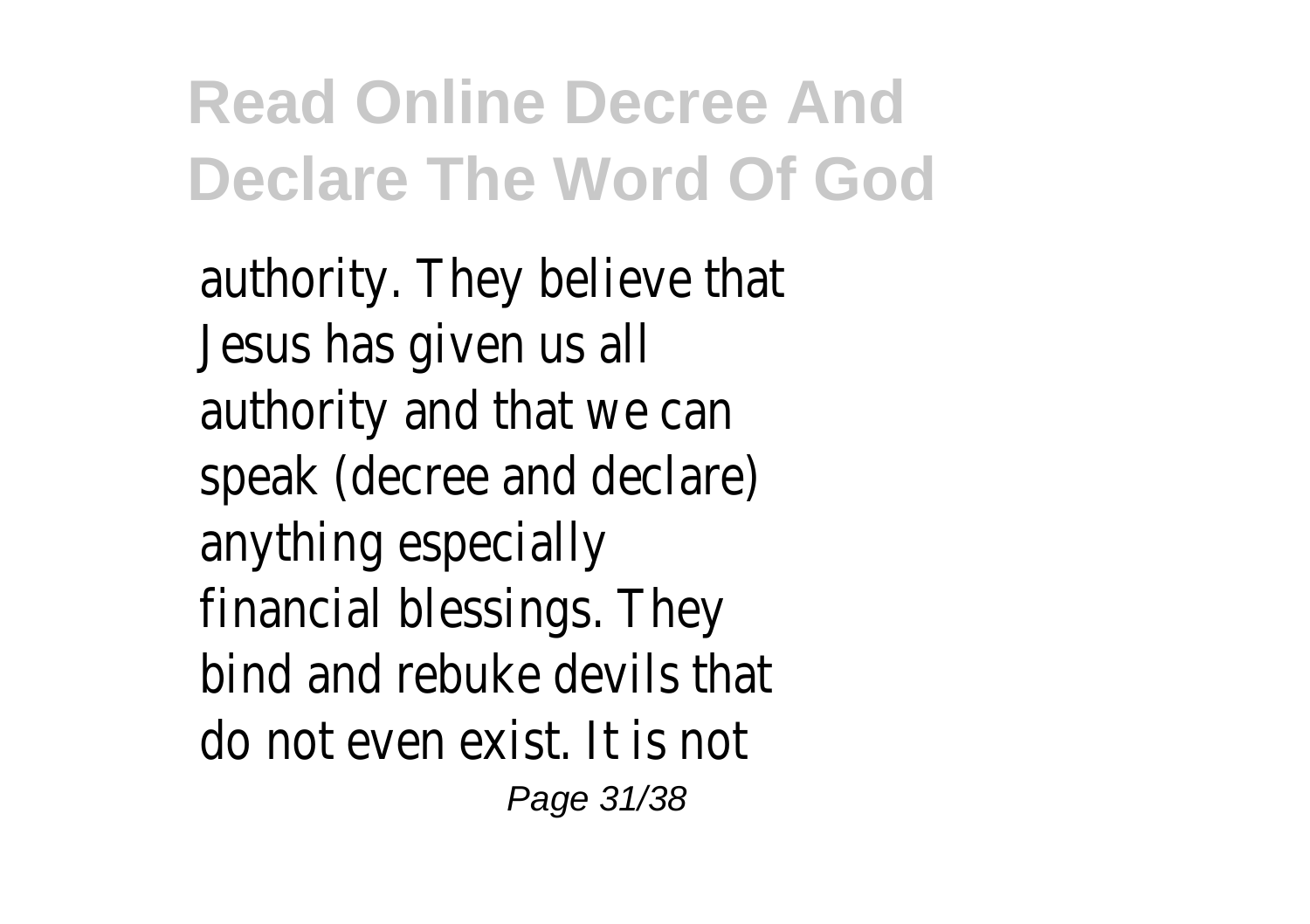authority. They believe that Jesus has given us all authority and that we can speak (decree and declare) anything especially financial blessings. They bind and rebuke devils that do not even exist. It is not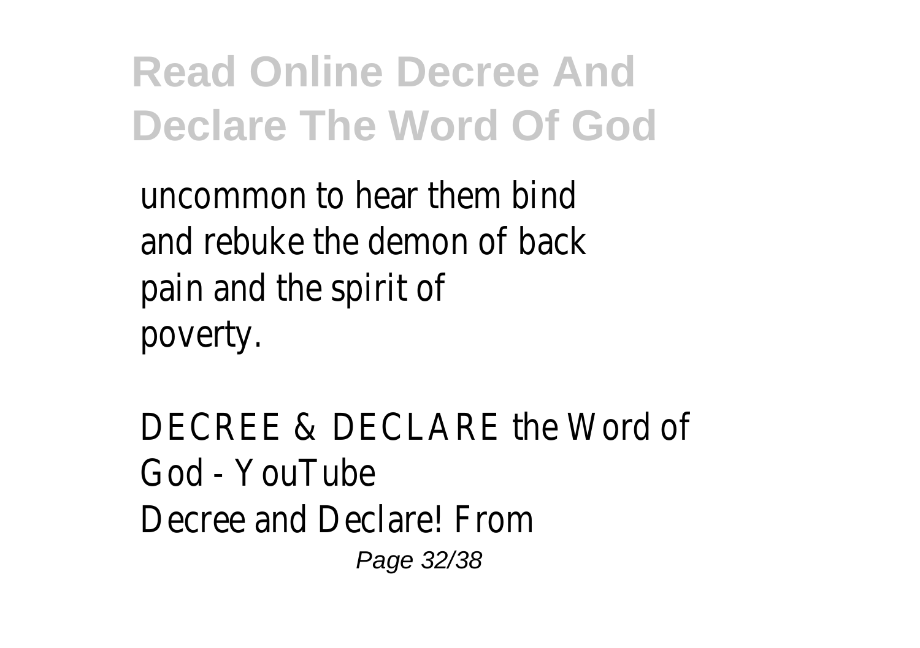uncommon to hear them bind and rebuke the demon of back pain and the spirit of poverty.

DECREE & DECLARE the Word of God - YouTube

Decree and Declare! From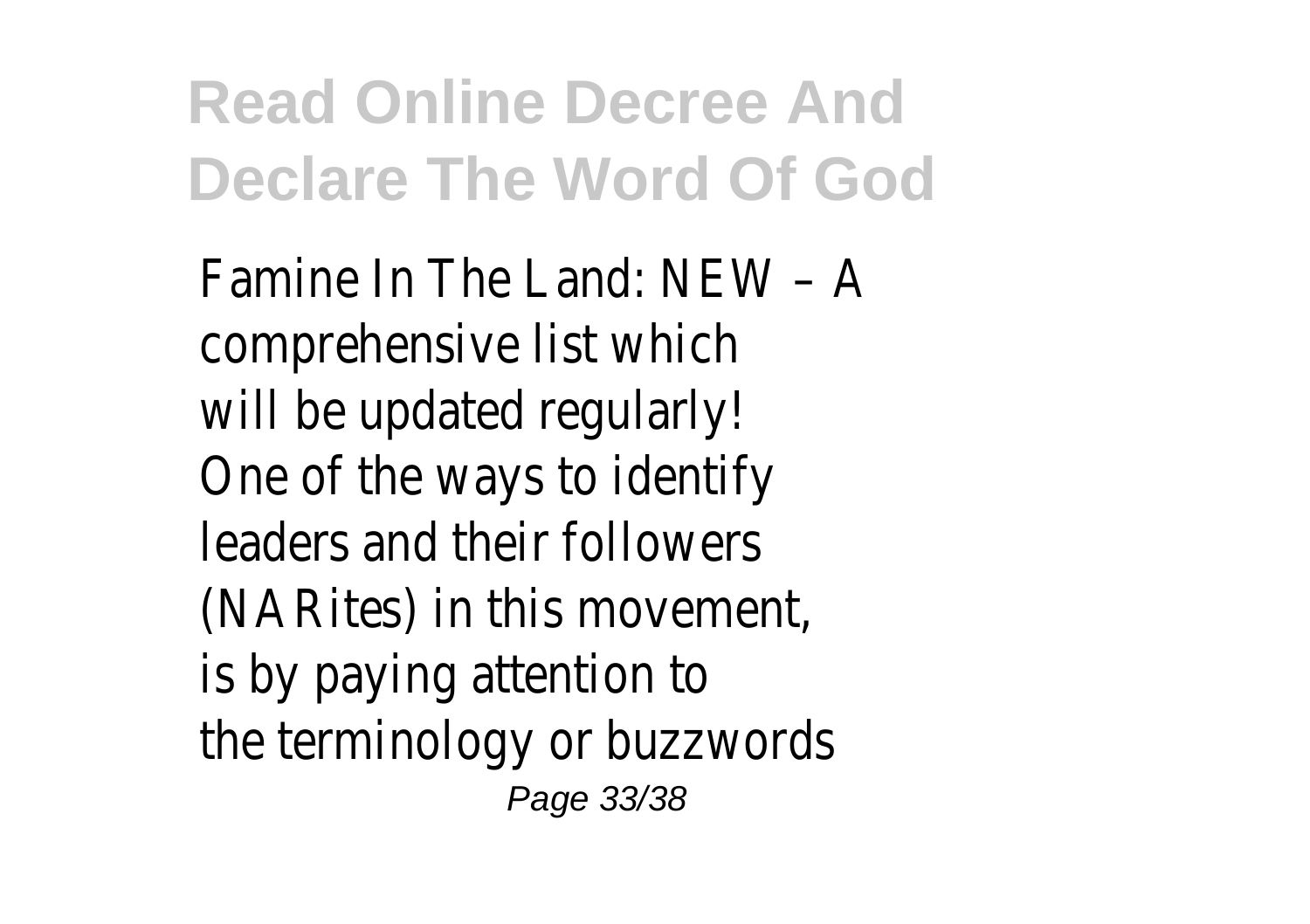Famine In The Land: NEW – A comprehensive list which will be updated regularly! One of the ways to identify leaders and their followers (NARites) in this movement, is by paying attention to the terminology or buzzwords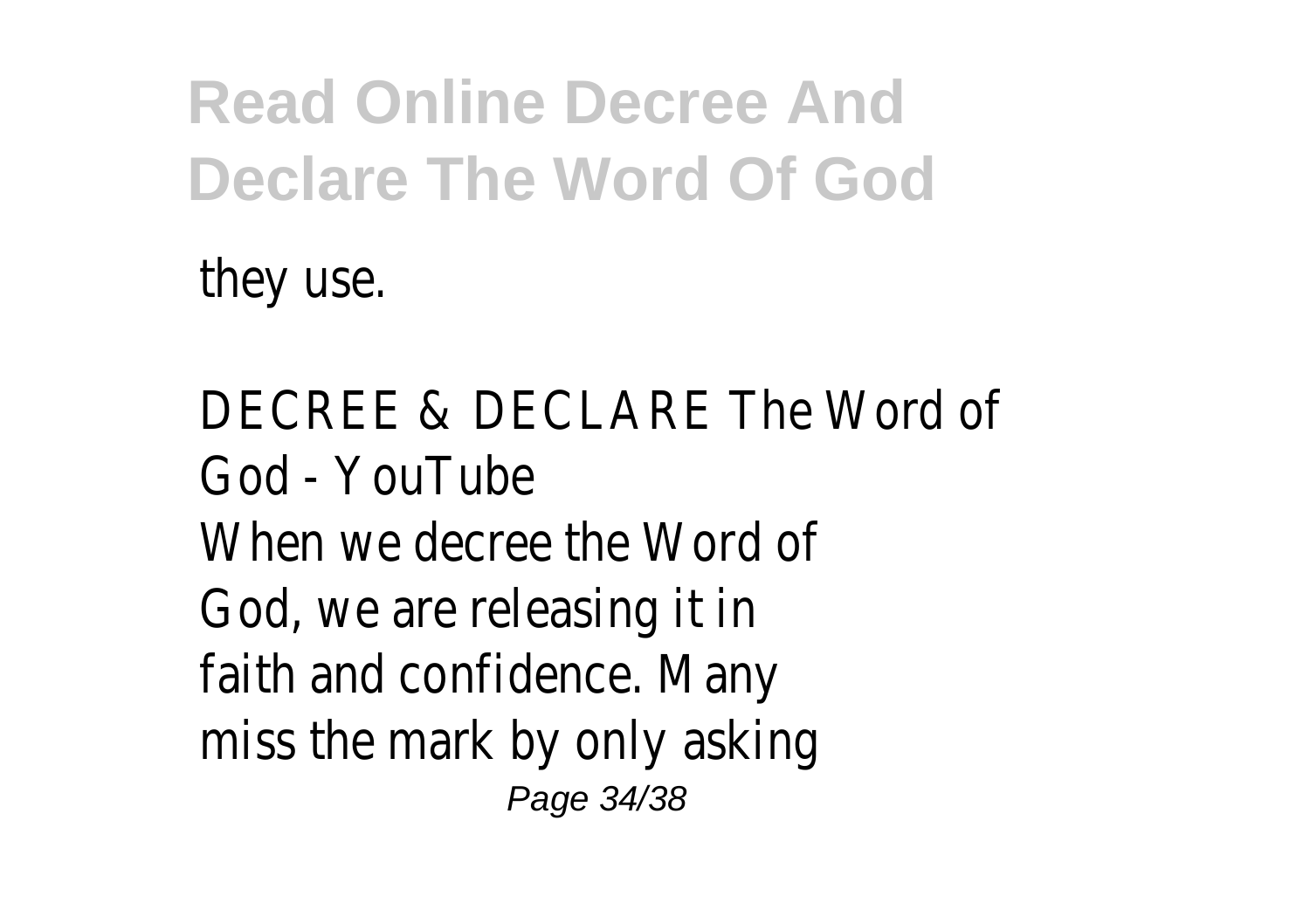they use.

DECREE & DECLARE The Word of God - YouTube

When we decree the Word of God, we are releasing it in faith and confidence. Many miss the mark by only asking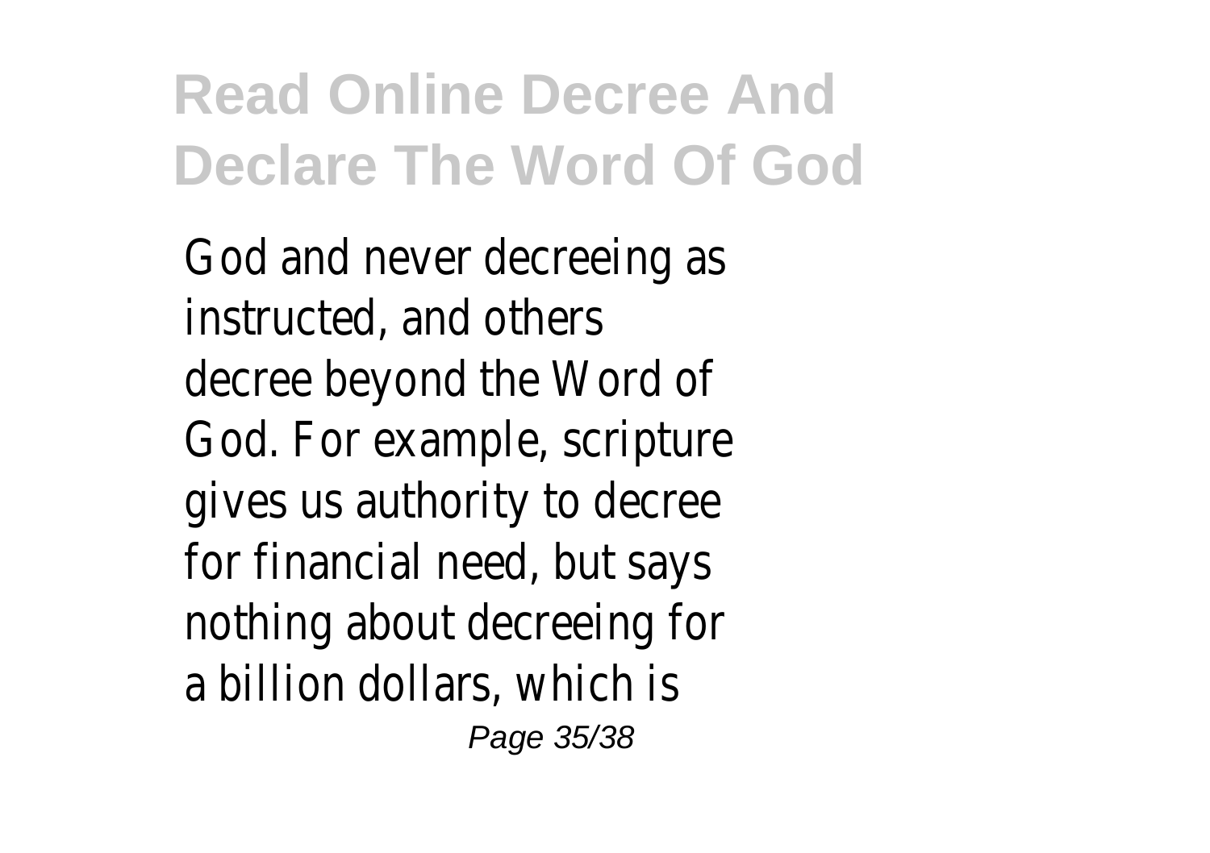God and never decreeing as instructed, and others decree beyond the Word of God. For example, scripture gives us authority to decree for financial need, but says nothing about decreeing for a billion dollars, which is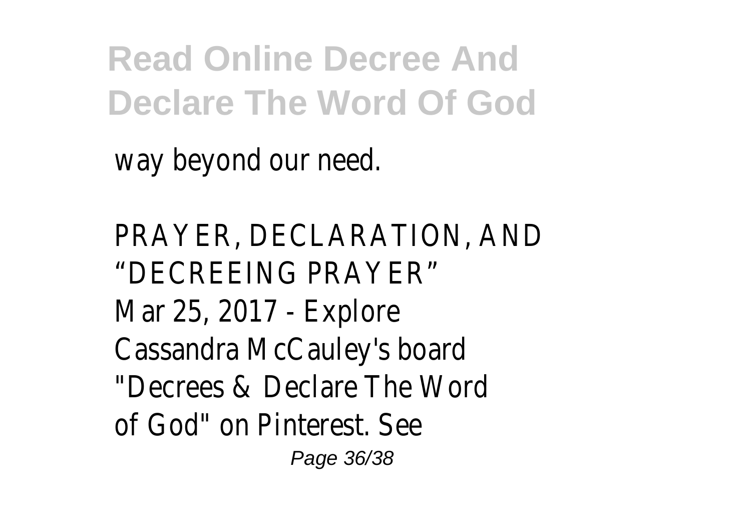way beyond our need.

PRAYER, DECLARATION, AND "DECREEING PRAYER"

Mar 25, 2017 - Explore Cassandra McCauley's board "Decrees & Declare The Word of God" on Pinterest. See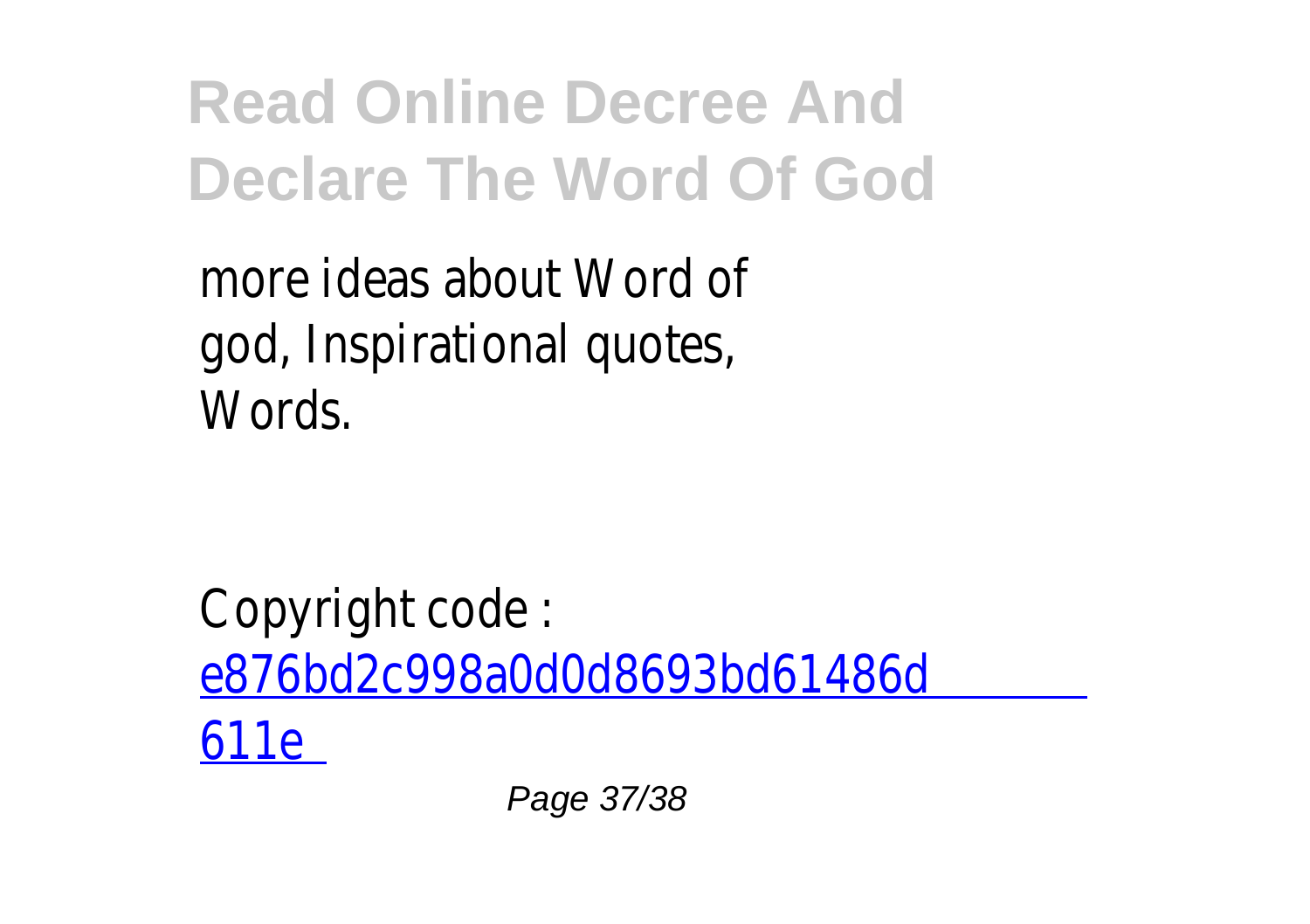more ideas about Word of god, Inspirational quotes, Words.

Copyright code : e876bd2c998a0d0d8693bd61486d611e